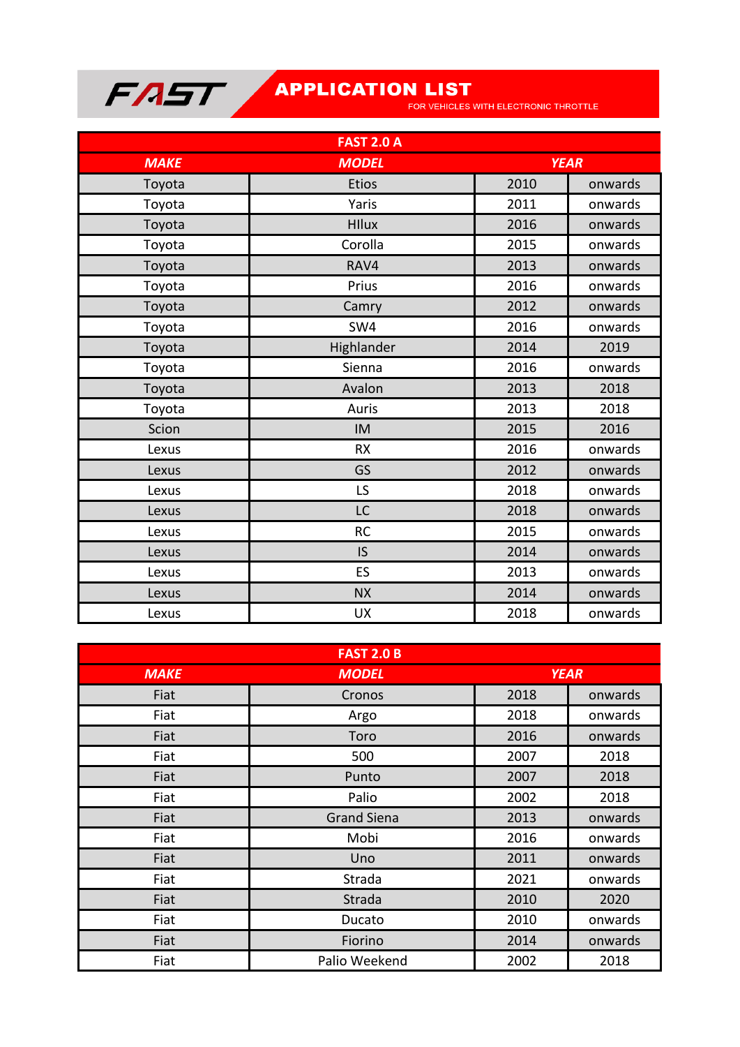# FAST

## APPLICATION LIST

FOR VEHICLES WITH ELECTRONIC THROTTLE

| FAST 2.0 A | | | |
|---|---|---|---|
| ***MAKE*** | ***MODEL*** | ***YEAR*** | |
| Toyota | Etios | 2010 | onwards |
| Toyota | Yaris | 2011 | onwards |
| Toyota | HIlux | 2016 | onwards |
| Toyota | Corolla | 2015 | onwards |
| Toyota | RAV4 | 2013 | onwards |
| Toyota | Prius | 2016 | onwards |
| Toyota | Camry | 2012 | onwards |
| Toyota | SW4 | 2016 | onwards |
| Toyota | Highlander | 2014 | 2019 |
| Toyota | Sienna | 2016 | onwards |
| Toyota | Avalon | 2013 | 2018 |
| Toyota | Auris | 2013 | 2018 |
| Scion | IM | 2015 | 2016 |
| Lexus | RX | 2016 | onwards |
| Lexus | GS | 2012 | onwards |
| Lexus | LS | 2018 | onwards |
| Lexus | LC | 2018 | onwards |
| Lexus | RC | 2015 | onwards |
| Lexus | IS | 2014 | onwards |
| Lexus | ES | 2013 | onwards |
| Lexus | NX | 2014 | onwards |
| Lexus | UX | 2018 | onwards |

| FAST 2.0 B | | | |
|---|---|---|---|
| ***MAKE*** | ***MODEL*** | ***YEAR*** | |
| Fiat | Cronos | 2018 | onwards |
| Fiat | Argo | 2018 | onwards |
| Fiat | Toro | 2016 | onwards |
| Fiat | 500 | 2007 | 2018 |
| Fiat | Punto | 2007 | 2018 |
| Fiat | Palio | 2002 | 2018 |
| Fiat | Grand Siena | 2013 | onwards |
| Fiat | Mobi | 2016 | onwards |
| Fiat | Uno | 2011 | onwards |
| Fiat | Strada | 2021 | onwards |
| Fiat | Strada | 2010 | 2020 |
| Fiat | Ducato | 2010 | onwards |
| Fiat | Fiorino | 2014 | onwards |
| Fiat | Palio Weekend | 2002 | 2018 |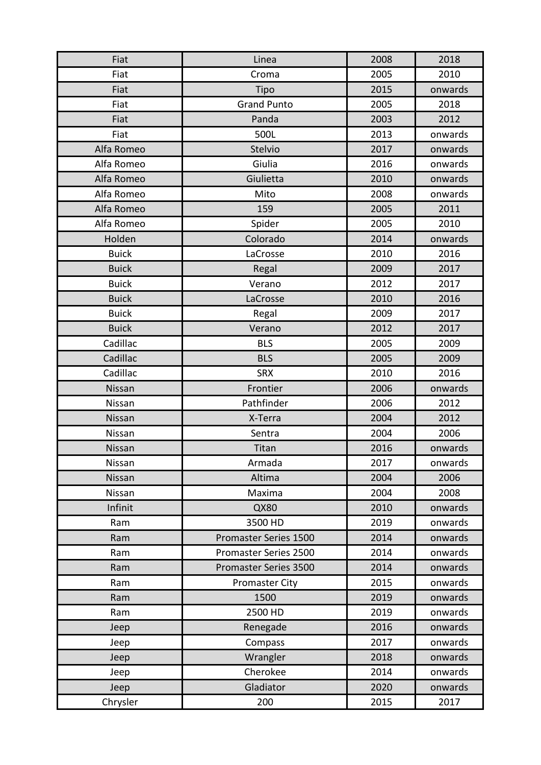| Fiat | Linea | 2008 | 2018 |
|---|---|---|---|
| Fiat | Croma | 2005 | 2010 |
| Fiat | Tipo | 2015 | onwards |
| Fiat | Grand Punto | 2005 | 2018 |
| Fiat | Panda | 2003 | 2012 |
| Fiat | 500L | 2013 | onwards |
| Alfa Romeo | Stelvio | 2017 | onwards |
| Alfa Romeo | Giulia | 2016 | onwards |
| Alfa Romeo | Giulietta | 2010 | onwards |
| Alfa Romeo | Mito | 2008 | onwards |
| Alfa Romeo | 159 | 2005 | 2011 |
| Alfa Romeo | Spider | 2005 | 2010 |
| Holden | Colorado | 2014 | onwards |
| Buick | LaCrosse | 2010 | 2016 |
| Buick | Regal | 2009 | 2017 |
| Buick | Verano | 2012 | 2017 |
| Buick | LaCrosse | 2010 | 2016 |
| Buick | Regal | 2009 | 2017 |
| Buick | Verano | 2012 | 2017 |
| Cadillac | BLS | 2005 | 2009 |
| Cadillac | BLS | 2005 | 2009 |
| Cadillac | SRX | 2010 | 2016 |
| Nissan | Frontier | 2006 | onwards |
| Nissan | Pathfinder | 2006 | 2012 |
| Nissan | X-Terra | 2004 | 2012 |
| Nissan | Sentra | 2004 | 2006 |
| Nissan | Titan | 2016 | onwards |
| Nissan | Armada | 2017 | onwards |
| Nissan | Altima | 2004 | 2006 |
| Nissan | Maxima | 2004 | 2008 |
| Infinit | QX80 | 2010 | onwards |
| Ram | 3500 HD | 2019 | onwards |
| Ram | Promaster Series 1500 | 2014 | onwards |
| Ram | Promaster Series 2500 | 2014 | onwards |
| Ram | Promaster Series 3500 | 2014 | onwards |
| Ram | Promaster City | 2015 | onwards |
| Ram | 1500 | 2019 | onwards |
| Ram | 2500 HD | 2019 | onwards |
| Jeep | Renegade | 2016 | onwards |
| Jeep | Compass | 2017 | onwards |
| Jeep | Wrangler | 2018 | onwards |
| Jeep | Cherokee | 2014 | onwards |
| Jeep | Gladiator | 2020 | onwards |
| Chrysler | 200 | 2015 | 2017 |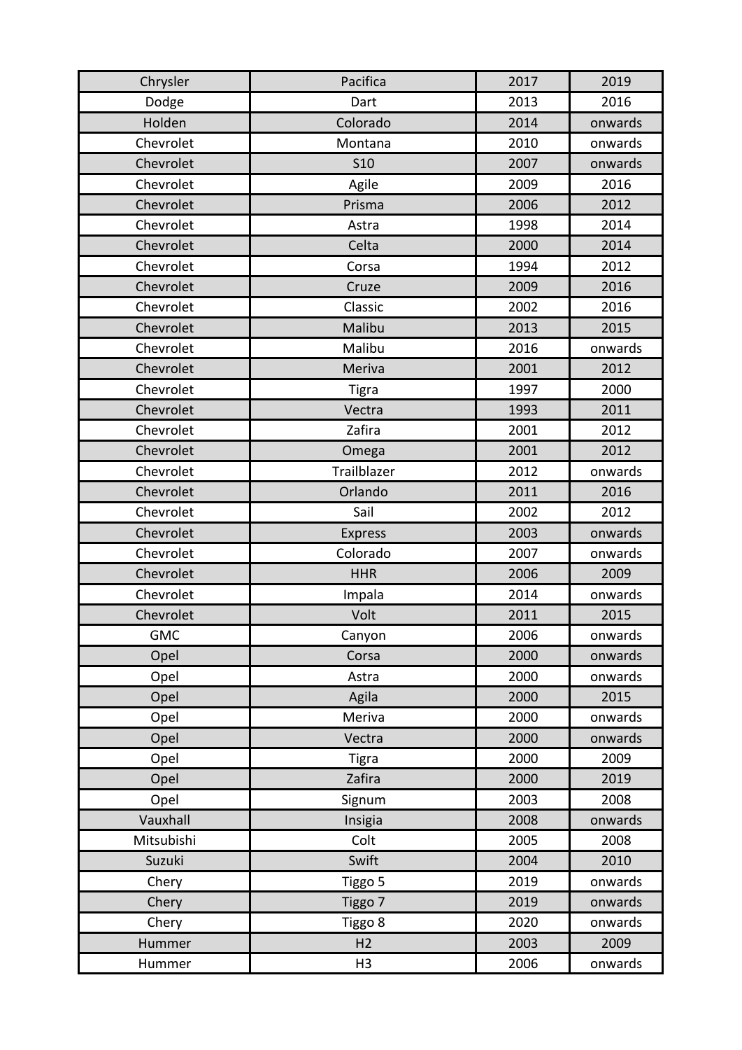| Chrysler | Pacifica | 2017 | 2019 |
|---|---|---|---|
| Dodge | Dart | 2013 | 2016 |
| Holden | Colorado | 2014 | onwards |
| Chevrolet | Montana | 2010 | onwards |
| Chevrolet | S10 | 2007 | onwards |
| Chevrolet | Agile | 2009 | 2016 |
| Chevrolet | Prisma | 2006 | 2012 |
| Chevrolet | Astra | 1998 | 2014 |
| Chevrolet | Celta | 2000 | 2014 |
| Chevrolet | Corsa | 1994 | 2012 |
| Chevrolet | Cruze | 2009 | 2016 |
| Chevrolet | Classic | 2002 | 2016 |
| Chevrolet | Malibu | 2013 | 2015 |
| Chevrolet | Malibu | 2016 | onwards |
| Chevrolet | Meriva | 2001 | 2012 |
| Chevrolet | Tigra | 1997 | 2000 |
| Chevrolet | Vectra | 1993 | 2011 |
| Chevrolet | Zafira | 2001 | 2012 |
| Chevrolet | Omega | 2001 | 2012 |
| Chevrolet | Trailblazer | 2012 | onwards |
| Chevrolet | Orlando | 2011 | 2016 |
| Chevrolet | Sail | 2002 | 2012 |
| Chevrolet | Express | 2003 | onwards |
| Chevrolet | Colorado | 2007 | onwards |
| Chevrolet | HHR | 2006 | 2009 |
| Chevrolet | Impala | 2014 | onwards |
| Chevrolet | Volt | 2011 | 2015 |
| GMC | Canyon | 2006 | onwards |
| Opel | Corsa | 2000 | onwards |
| Opel | Astra | 2000 | onwards |
| Opel | Agila | 2000 | 2015 |
| Opel | Meriva | 2000 | onwards |
| Opel | Vectra | 2000 | onwards |
| Opel | Tigra | 2000 | 2009 |
| Opel | Zafira | 2000 | 2019 |
| Opel | Signum | 2003 | 2008 |
| Vauxhall | Insigia | 2008 | onwards |
| Mitsubishi | Colt | 2005 | 2008 |
| Suzuki | Swift | 2004 | 2010 |
| Chery | Tiggo 5 | 2019 | onwards |
| Chery | Tiggo 7 | 2019 | onwards |
| Chery | Tiggo 8 | 2020 | onwards |
| Hummer | H2 | 2003 | 2009 |
| Hummer | H3 | 2006 | onwards |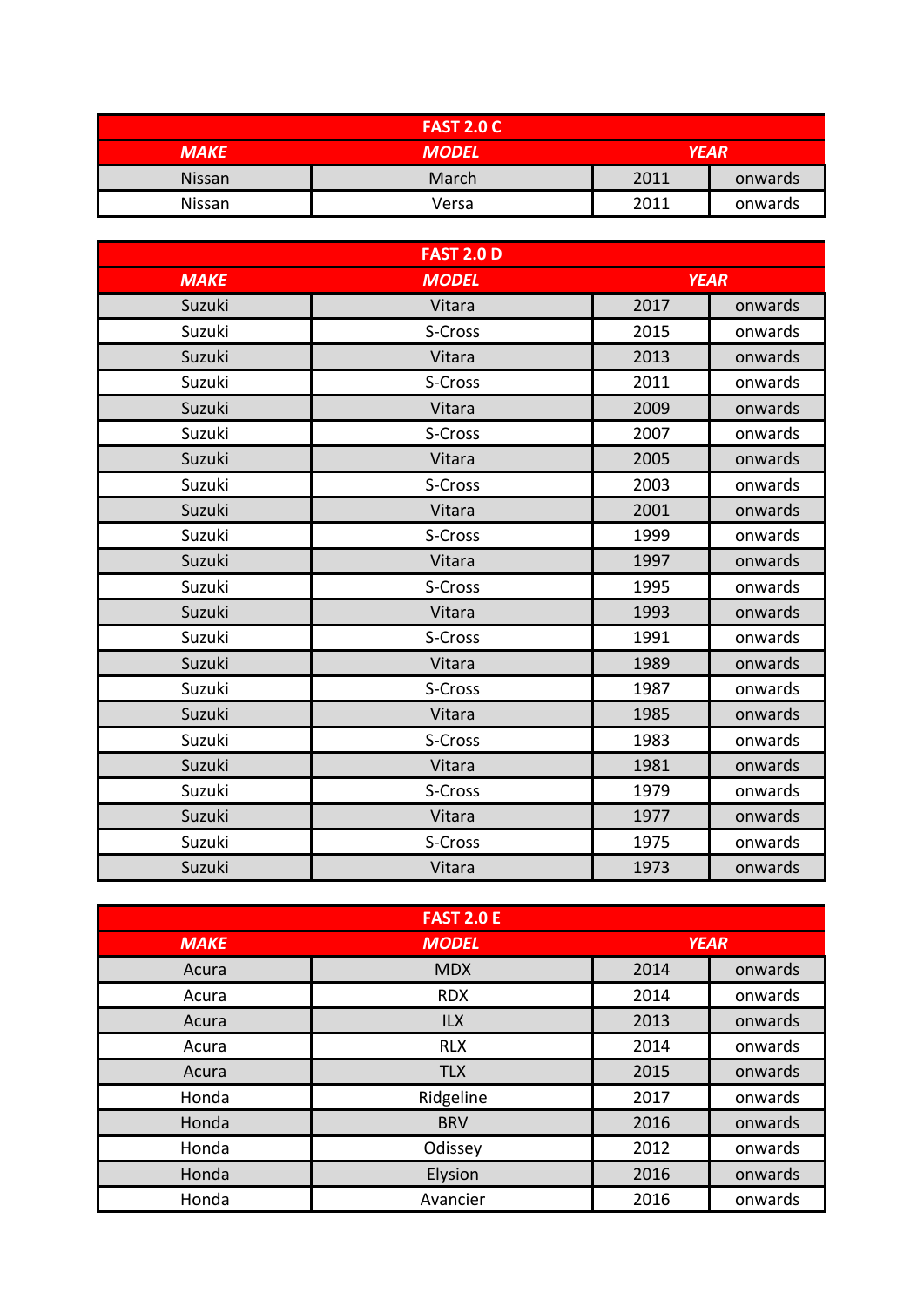| FAST 2.0 C | | | |
|---|---|---|---|
| ***MAKE*** | ***MODEL*** | ***YEAR*** | |
| Nissan | March | 2011 | onwards |
| Nissan | Versa | 2011 | onwards |

| FAST 2.0 D | | | |
|---|---|---|---|
| ***MAKE*** | ***MODEL*** | ***YEAR*** | |
| Suzuki | Vitara | 2017 | onwards |
| Suzuki | S-Cross | 2015 | onwards |
| Suzuki | Vitara | 2013 | onwards |
| Suzuki | S-Cross | 2011 | onwards |
| Suzuki | Vitara | 2009 | onwards |
| Suzuki | S-Cross | 2007 | onwards |
| Suzuki | Vitara | 2005 | onwards |
| Suzuki | S-Cross | 2003 | onwards |
| Suzuki | Vitara | 2001 | onwards |
| Suzuki | S-Cross | 1999 | onwards |
| Suzuki | Vitara | 1997 | onwards |
| Suzuki | S-Cross | 1995 | onwards |
| Suzuki | Vitara | 1993 | onwards |
| Suzuki | S-Cross | 1991 | onwards |
| Suzuki | Vitara | 1989 | onwards |
| Suzuki | S-Cross | 1987 | onwards |
| Suzuki | Vitara | 1985 | onwards |
| Suzuki | S-Cross | 1983 | onwards |
| Suzuki | Vitara | 1981 | onwards |
| Suzuki | S-Cross | 1979 | onwards |
| Suzuki | Vitara | 1977 | onwards |
| Suzuki | S-Cross | 1975 | onwards |
| Suzuki | Vitara | 1973 | onwards |

| FAST 2.0 E | | | |
|---|---|---|---|
| ***MAKE*** | ***MODEL*** | ***YEAR*** | |
| Acura | MDX | 2014 | onwards |
| Acura | RDX | 2014 | onwards |
| Acura | ILX | 2013 | onwards |
| Acura | RLX | 2014 | onwards |
| Acura | TLX | 2015 | onwards |
| Honda | Ridgeline | 2017 | onwards |
| Honda | BRV | 2016 | onwards |
| Honda | Odissey | 2012 | onwards |
| Honda | Elysion | 2016 | onwards |
| Honda | Avancier | 2016 | onwards |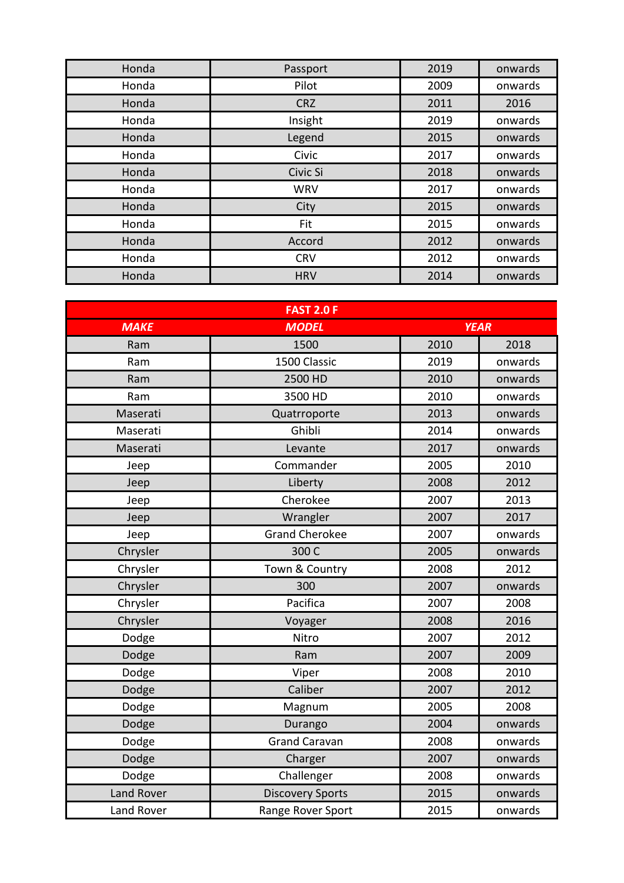| Honda | Passport | 2019 | onwards |
|---|---|---|---|
| Honda | Pilot | 2009 | onwards |
| Honda | CRZ | 2011 | 2016 |
| Honda | Insight | 2019 | onwards |
| Honda | Legend | 2015 | onwards |
| Honda | Civic | 2017 | onwards |
| Honda | Civic Si | 2018 | onwards |
| Honda | WRV | 2017 | onwards |
| Honda | City | 2015 | onwards |
| Honda | Fit | 2015 | onwards |
| Honda | Accord | 2012 | onwards |
| Honda | CRV | 2012 | onwards |
| Honda | HRV | 2014 | onwards |

| **FAST 2.0 F** | | | |
|---|---|---|---|
| ***MAKE*** | ***MODEL*** | ***YEAR*** | |
| Ram | 1500 | 2010 | 2018 |
| Ram | 1500 Classic | 2019 | onwards |
| Ram | 2500 HD | 2010 | onwards |
| Ram | 3500 HD | 2010 | onwards |
| Maserati | Quatrroporte | 2013 | onwards |
| Maserati | Ghibli | 2014 | onwards |
| Maserati | Levante | 2017 | onwards |
| Jeep | Commander | 2005 | 2010 |
| Jeep | Liberty | 2008 | 2012 |
| Jeep | Cherokee | 2007 | 2013 |
| Jeep | Wrangler | 2007 | 2017 |
| Jeep | Grand Cherokee | 2007 | onwards |
| Chrysler | 300 C | 2005 | onwards |
| Chrysler | Town & Country | 2008 | 2012 |
| Chrysler | 300 | 2007 | onwards |
| Chrysler | Pacifica | 2007 | 2008 |
| Chrysler | Voyager | 2008 | 2016 |
| Dodge | Nitro | 2007 | 2012 |
| Dodge | Ram | 2007 | 2009 |
| Dodge | Viper | 2008 | 2010 |
| Dodge | Caliber | 2007 | 2012 |
| Dodge | Magnum | 2005 | 2008 |
| Dodge | Durango | 2004 | onwards |
| Dodge | Grand Caravan | 2008 | onwards |
| Dodge | Charger | 2007 | onwards |
| Dodge | Challenger | 2008 | onwards |
| Land Rover | Discovery Sports | 2015 | onwards |
| Land Rover | Range Rover Sport | 2015 | onwards |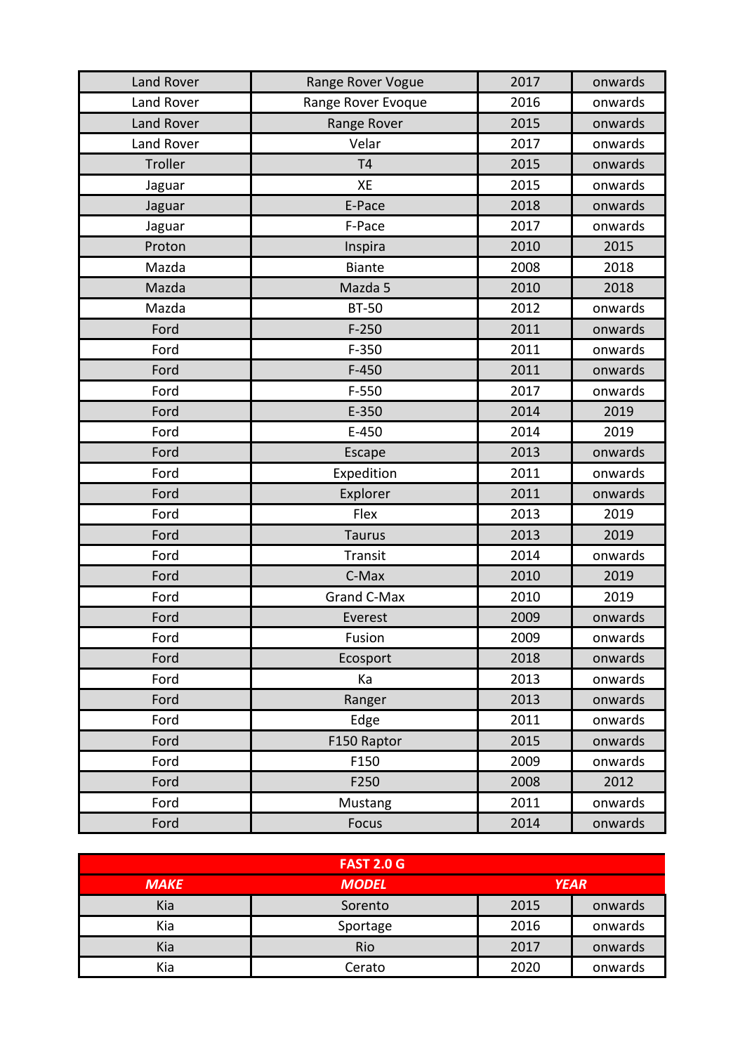| | | | |
|---|---|---|---|
| Land Rover | Range Rover Vogue | 2017 | onwards |
| Land Rover | Range Rover Evoque | 2016 | onwards |
| Land Rover | Range Rover | 2015 | onwards |
| Land Rover | Velar | 2017 | onwards |
| Troller | T4 | 2015 | onwards |
| Jaguar | XE | 2015 | onwards |
| Jaguar | E-Pace | 2018 | onwards |
| Jaguar | F-Pace | 2017 | onwards |
| Proton | Inspira | 2010 | 2015 |
| Mazda | Biante | 2008 | 2018 |
| Mazda | Mazda 5 | 2010 | 2018 |
| Mazda | BT-50 | 2012 | onwards |
| Ford | F-250 | 2011 | onwards |
| Ford | F-350 | 2011 | onwards |
| Ford | F-450 | 2011 | onwards |
| Ford | F-550 | 2017 | onwards |
| Ford | E-350 | 2014 | 2019 |
| Ford | E-450 | 2014 | 2019 |
| Ford | Escape | 2013 | onwards |
| Ford | Expedition | 2011 | onwards |
| Ford | Explorer | 2011 | onwards |
| Ford | Flex | 2013 | 2019 |
| Ford | Taurus | 2013 | 2019 |
| Ford | Transit | 2014 | onwards |
| Ford | C-Max | 2010 | 2019 |
| Ford | Grand C-Max | 2010 | 2019 |
| Ford | Everest | 2009 | onwards |
| Ford | Fusion | 2009 | onwards |
| Ford | Ecosport | 2018 | onwards |
| Ford | Ka | 2013 | onwards |
| Ford | Ranger | 2013 | onwards |
| Ford | Edge | 2011 | onwards |
| Ford | F150 Raptor | 2015 | onwards |
| Ford | F150 | 2009 | onwards |
| Ford | F250 | 2008 | 2012 |
| Ford | Mustang | 2011 | onwards |
| Ford | Focus | 2014 | onwards |

| **FAST 2.0 G** | | | |
|---|---|---|---|
| ***MAKE*** | ***MODEL*** | ***YEAR*** | |
| Kia | Sorento | 2015 | onwards |
| Kia | Sportage | 2016 | onwards |
| Kia | Rio | 2017 | onwards |
| Kia | Cerato | 2020 | onwards |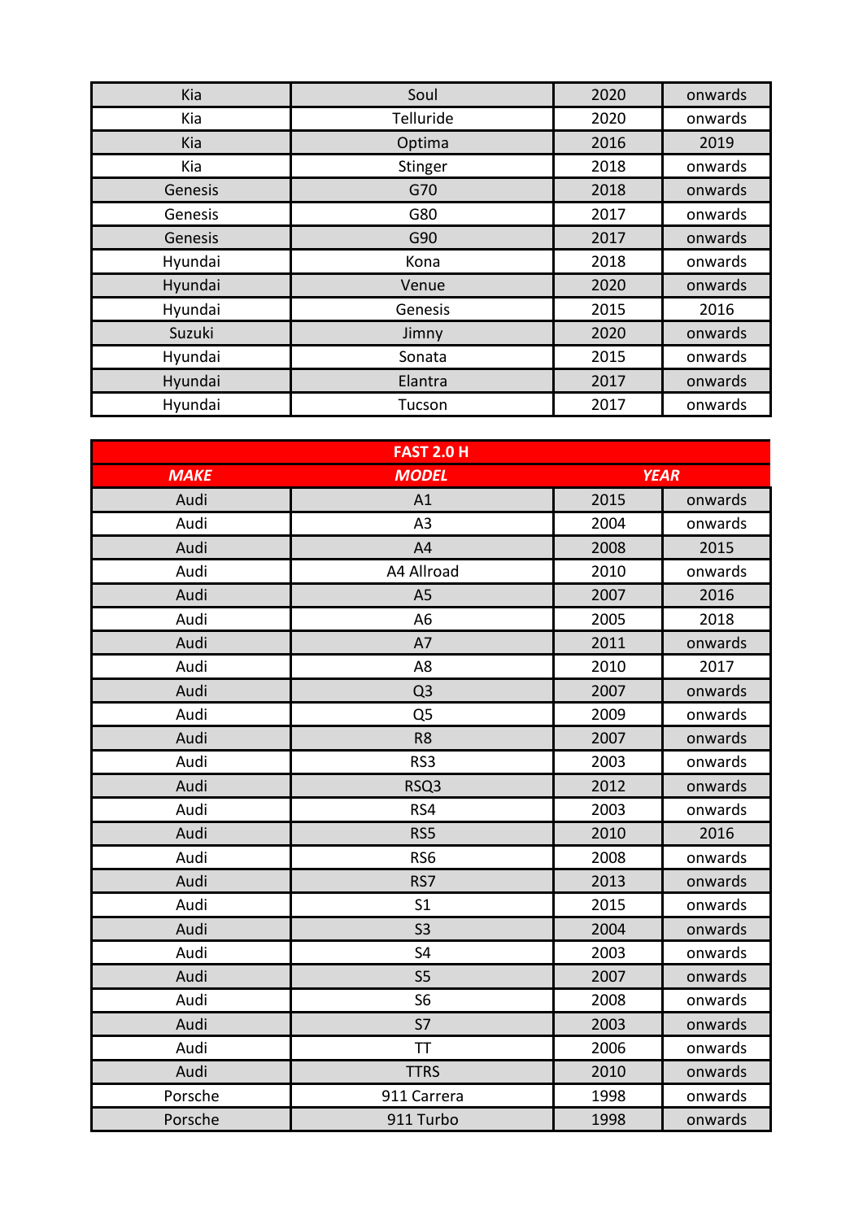| | | | |
|---|---|---|---|
| Kia | Soul | 2020 | onwards |
| Kia | Telluride | 2020 | onwards |
| Kia | Optima | 2016 | 2019 |
| Kia | Stinger | 2018 | onwards |
| Genesis | G70 | 2018 | onwards |
| Genesis | G80 | 2017 | onwards |
| Genesis | G90 | 2017 | onwards |
| Hyundai | Kona | 2018 | onwards |
| Hyundai | Venue | 2020 | onwards |
| Hyundai | Genesis | 2015 | 2016 |
| Suzuki | Jimny | 2020 | onwards |
| Hyundai | Sonata | 2015 | onwards |
| Hyundai | Elantra | 2017 | onwards |
| Hyundai | Tucson | 2017 | onwards |

| **FAST 2.0 H** | | | |
|---|---|---|---|
| ***MAKE*** | ***MODEL*** | ***YEAR*** | |
| Audi | A1 | 2015 | onwards |
| Audi | A3 | 2004 | onwards |
| Audi | A4 | 2008 | 2015 |
| Audi | A4 Allroad | 2010 | onwards |
| Audi | A5 | 2007 | 2016 |
| Audi | A6 | 2005 | 2018 |
| Audi | A7 | 2011 | onwards |
| Audi | A8 | 2010 | 2017 |
| Audi | Q3 | 2007 | onwards |
| Audi | Q5 | 2009 | onwards |
| Audi | R8 | 2007 | onwards |
| Audi | RS3 | 2003 | onwards |
| Audi | RSQ3 | 2012 | onwards |
| Audi | RS4 | 2003 | onwards |
| Audi | RS5 | 2010 | 2016 |
| Audi | RS6 | 2008 | onwards |
| Audi | RS7 | 2013 | onwards |
| Audi | S1 | 2015 | onwards |
| Audi | S3 | 2004 | onwards |
| Audi | S4 | 2003 | onwards |
| Audi | S5 | 2007 | onwards |
| Audi | S6 | 2008 | onwards |
| Audi | S7 | 2003 | onwards |
| Audi | TT | 2006 | onwards |
| Audi | TTRS | 2010 | onwards |
| Porsche | 911 Carrera | 1998 | onwards |
| Porsche | 911 Turbo | 1998 | onwards |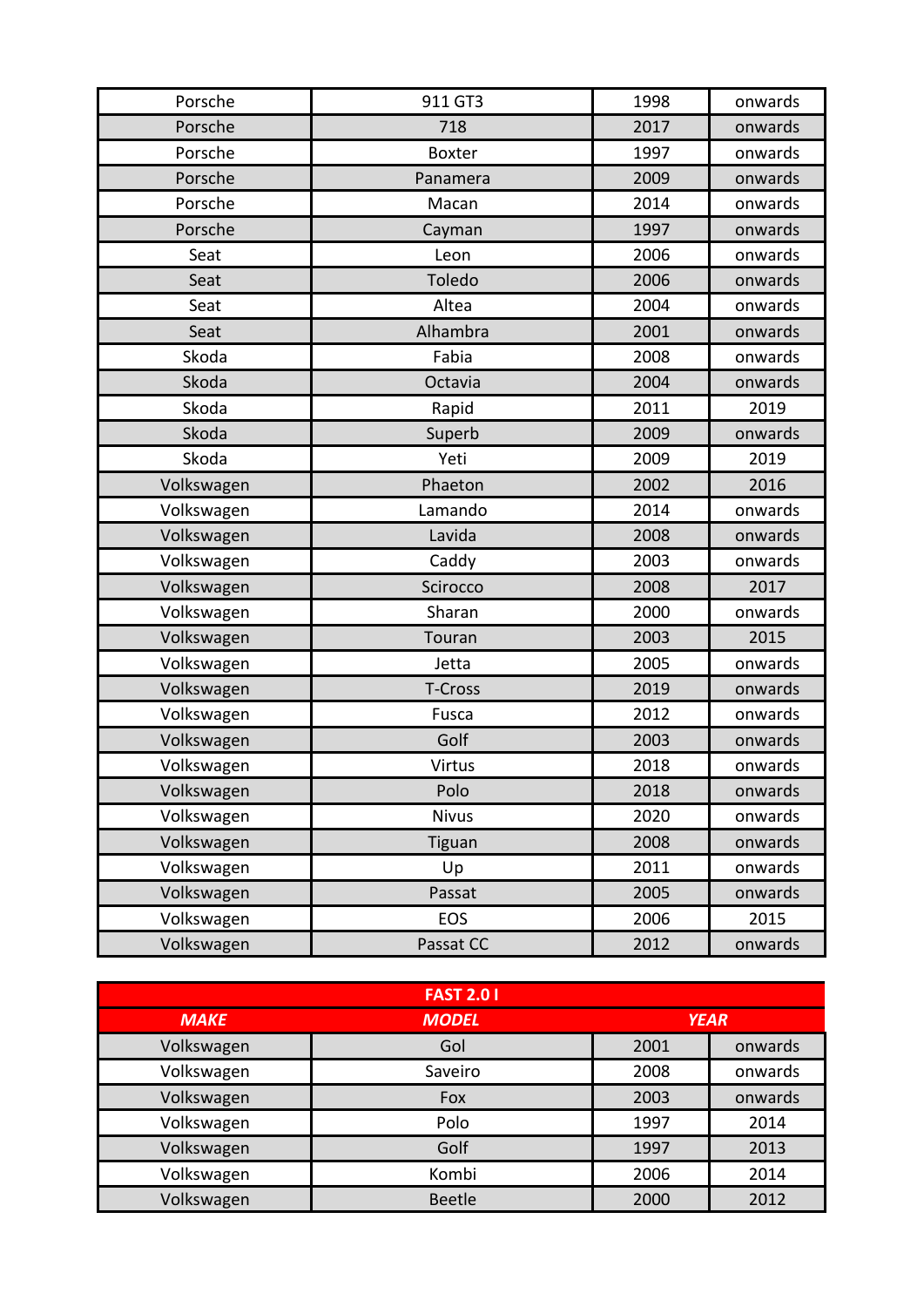| | | | |
|---|---|---|---|
| Porsche | 911 GT3 | 1998 | onwards |
| Porsche | 718 | 2017 | onwards |
| Porsche | Boxter | 1997 | onwards |
| Porsche | Panamera | 2009 | onwards |
| Porsche | Macan | 2014 | onwards |
| Porsche | Cayman | 1997 | onwards |
| Seat | Leon | 2006 | onwards |
| Seat | Toledo | 2006 | onwards |
| Seat | Altea | 2004 | onwards |
| Seat | Alhambra | 2001 | onwards |
| Skoda | Fabia | 2008 | onwards |
| Skoda | Octavia | 2004 | onwards |
| Skoda | Rapid | 2011 | 2019 |
| Skoda | Superb | 2009 | onwards |
| Skoda | Yeti | 2009 | 2019 |
| Volkswagen | Phaeton | 2002 | 2016 |
| Volkswagen | Lamando | 2014 | onwards |
| Volkswagen | Lavida | 2008 | onwards |
| Volkswagen | Caddy | 2003 | onwards |
| Volkswagen | Scirocco | 2008 | 2017 |
| Volkswagen | Sharan | 2000 | onwards |
| Volkswagen | Touran | 2003 | 2015 |
| Volkswagen | Jetta | 2005 | onwards |
| Volkswagen | T-Cross | 2019 | onwards |
| Volkswagen | Fusca | 2012 | onwards |
| Volkswagen | Golf | 2003 | onwards |
| Volkswagen | Virtus | 2018 | onwards |
| Volkswagen | Polo | 2018 | onwards |
| Volkswagen | Nivus | 2020 | onwards |
| Volkswagen | Tiguan | 2008 | onwards |
| Volkswagen | Up | 2011 | onwards |
| Volkswagen | Passat | 2005 | onwards |
| Volkswagen | EOS | 2006 | 2015 |
| Volkswagen | Passat CC | 2012 | onwards |

| FAST 2.0 l | | | |
|---|---|---|---|
| ***MAKE*** | ***MODEL*** | ***YEAR*** | |
| Volkswagen | Gol | 2001 | onwards |
| Volkswagen | Saveiro | 2008 | onwards |
| Volkswagen | Fox | 2003 | onwards |
| Volkswagen | Polo | 1997 | 2014 |
| Volkswagen | Golf | 1997 | 2013 |
| Volkswagen | Kombi | 2006 | 2014 |
| Volkswagen | Beetle | 2000 | 2012 |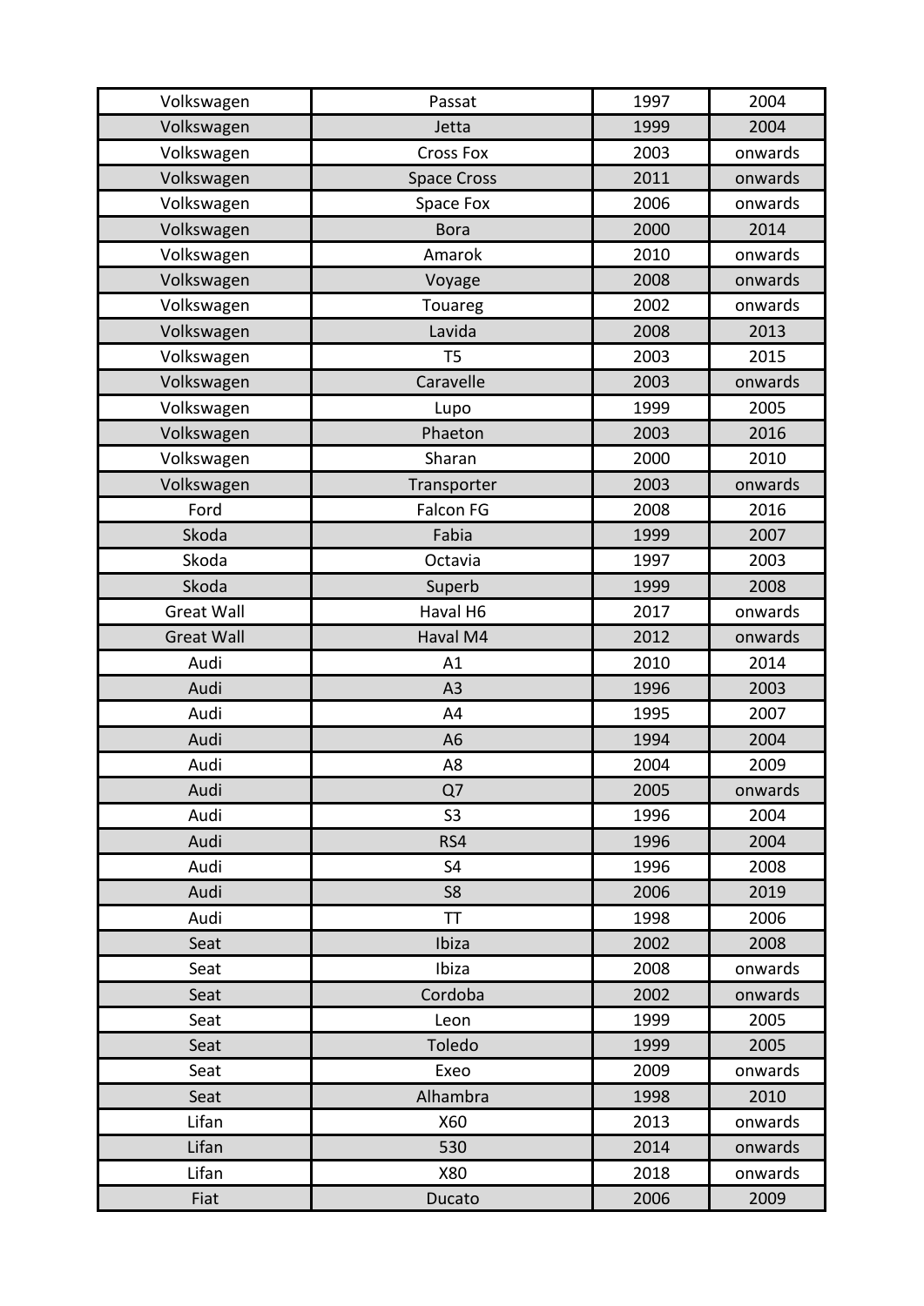| | | | |
|---|---|---|---|
| Volkswagen | Passat | 1997 | 2004 |
| Volkswagen | Jetta | 1999 | 2004 |
| Volkswagen | Cross Fox | 2003 | onwards |
| Volkswagen | Space Cross | 2011 | onwards |
| Volkswagen | Space Fox | 2006 | onwards |
| Volkswagen | Bora | 2000 | 2014 |
| Volkswagen | Amarok | 2010 | onwards |
| Volkswagen | Voyage | 2008 | onwards |
| Volkswagen | Touareg | 2002 | onwards |
| Volkswagen | Lavida | 2008 | 2013 |
| Volkswagen | T5 | 2003 | 2015 |
| Volkswagen | Caravelle | 2003 | onwards |
| Volkswagen | Lupo | 1999 | 2005 |
| Volkswagen | Phaeton | 2003 | 2016 |
| Volkswagen | Sharan | 2000 | 2010 |
| Volkswagen | Transporter | 2003 | onwards |
| Ford | Falcon FG | 2008 | 2016 |
| Skoda | Fabia | 1999 | 2007 |
| Skoda | Octavia | 1997 | 2003 |
| Skoda | Superb | 1999 | 2008 |
| Great Wall | Haval H6 | 2017 | onwards |
| Great Wall | Haval M4 | 2012 | onwards |
| Audi | A1 | 2010 | 2014 |
| Audi | A3 | 1996 | 2003 |
| Audi | A4 | 1995 | 2007 |
| Audi | A6 | 1994 | 2004 |
| Audi | A8 | 2004 | 2009 |
| Audi | Q7 | 2005 | onwards |
| Audi | S3 | 1996 | 2004 |
| Audi | RS4 | 1996 | 2004 |
| Audi | S4 | 1996 | 2008 |
| Audi | S8 | 2006 | 2019 |
| Audi | TT | 1998 | 2006 |
| Seat | Ibiza | 2002 | 2008 |
| Seat | Ibiza | 2008 | onwards |
| Seat | Cordoba | 2002 | onwards |
| Seat | Leon | 1999 | 2005 |
| Seat | Toledo | 1999 | 2005 |
| Seat | Exeo | 2009 | onwards |
| Seat | Alhambra | 1998 | 2010 |
| Lifan | X60 | 2013 | onwards |
| Lifan | 530 | 2014 | onwards |
| Lifan | X80 | 2018 | onwards |
| Fiat | Ducato | 2006 | 2009 |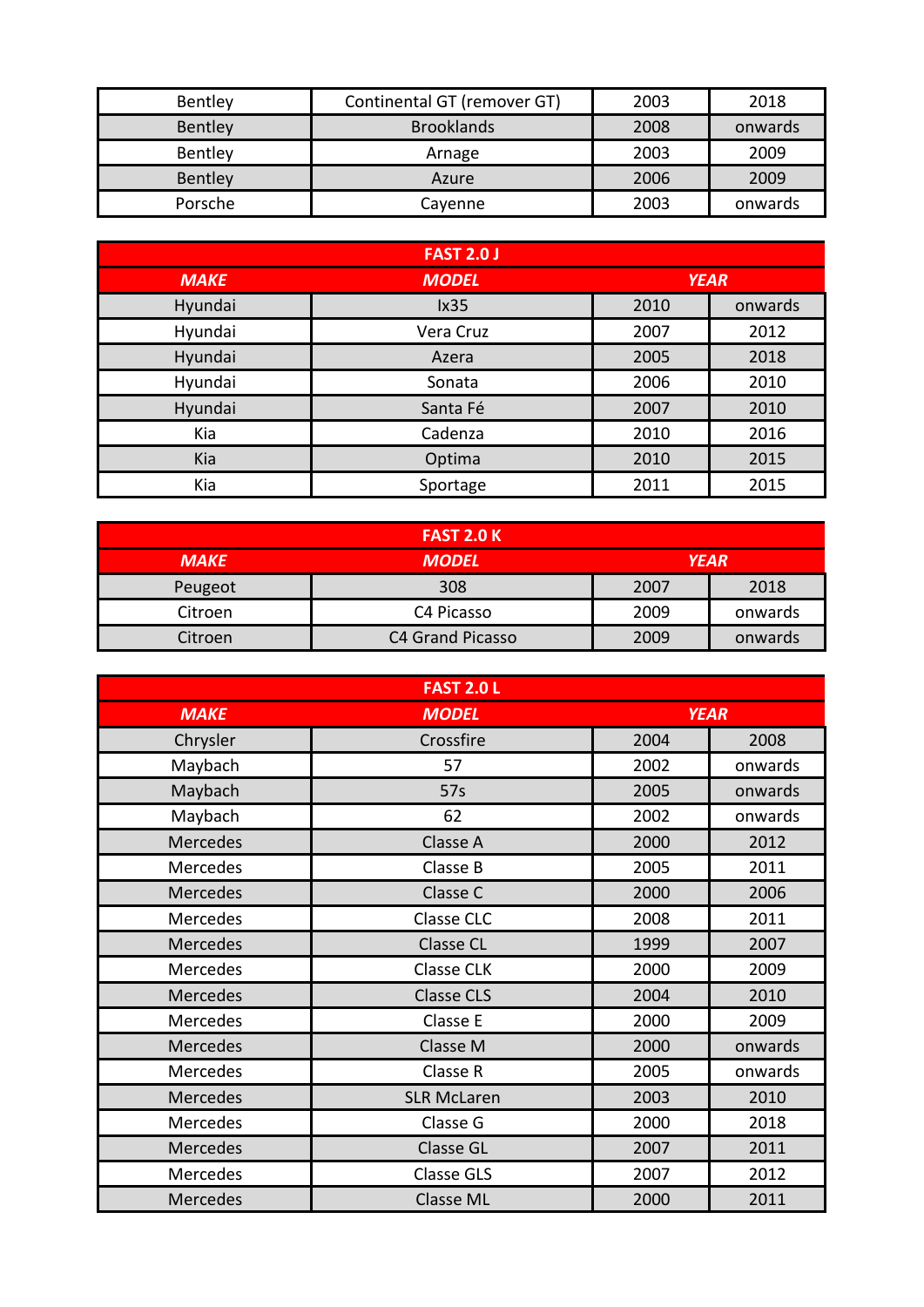| | | | |
|---|---|---|---|
| Bentley | Continental GT (remover GT) | 2003 | 2018 |
| Bentley | Brooklands | 2008 | onwards |
| Bentley | Arnage | 2003 | 2009 |
| Bentley | Azure | 2006 | 2009 |
| Porsche | Cayenne | 2003 | onwards |

| FAST 2.0 J | | | |
|---|---|---|---|
| ***MAKE*** | ***MODEL*** | ***YEAR*** | |
| Hyundai | Ix35 | 2010 | onwards |
| Hyundai | Vera Cruz | 2007 | 2012 |
| Hyundai | Azera | 2005 | 2018 |
| Hyundai | Sonata | 2006 | 2010 |
| Hyundai | Santa Fé | 2007 | 2010 |
| Kia | Cadenza | 2010 | 2016 |
| Kia | Optima | 2010 | 2015 |
| Kia | Sportage | 2011 | 2015 |

| FAST 2.0 K | | | |
|---|---|---|---|
| ***MAKE*** | ***MODEL*** | ***YEAR*** | |
| Peugeot | 308 | 2007 | 2018 |
| Citroen | C4 Picasso | 2009 | onwards |
| Citroen | C4 Grand Picasso | 2009 | onwards |

| FAST 2.0 L | | | |
|---|---|---|---|
| ***MAKE*** | ***MODEL*** | ***YEAR*** | |
| Chrysler | Crossfire | 2004 | 2008 |
| Maybach | 57 | 2002 | onwards |
| Maybach | 57s | 2005 | onwards |
| Maybach | 62 | 2002 | onwards |
| Mercedes | Classe A | 2000 | 2012 |
| Mercedes | Classe B | 2005 | 2011 |
| Mercedes | Classe C | 2000 | 2006 |
| Mercedes | Classe CLC | 2008 | 2011 |
| Mercedes | Classe CL | 1999 | 2007 |
| Mercedes | Classe CLK | 2000 | 2009 |
| Mercedes | Classe CLS | 2004 | 2010 |
| Mercedes | Classe E | 2000 | 2009 |
| Mercedes | Classe M | 2000 | onwards |
| Mercedes | Classe R | 2005 | onwards |
| Mercedes | SLR McLaren | 2003 | 2010 |
| Mercedes | Classe G | 2000 | 2018 |
| Mercedes | Classe GL | 2007 | 2011 |
| Mercedes | Classe GLS | 2007 | 2012 |
| Mercedes | Classe ML | 2000 | 2011 |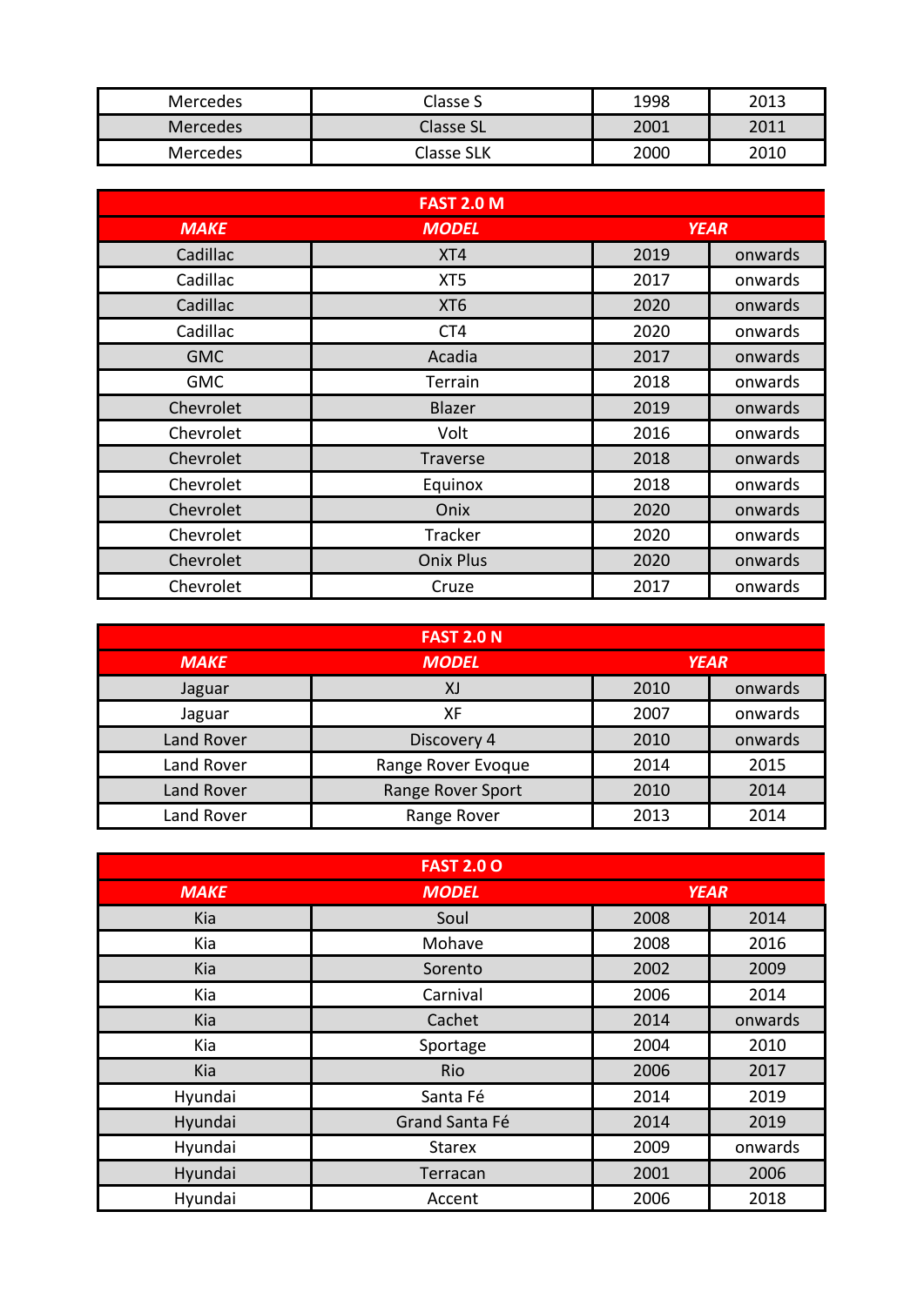| Mercedes | Classe S | 1998 | 2013 |
|---|---|---|---|
| Mercedes | Classe SL | 2001 | 2011 |
| Mercedes | Classe SLK | 2000 | 2010 |

| FAST 2.0 M | | | |
|---|---|---|---|
| ***MAKE*** | ***MODEL*** | ***YEAR*** | |
| Cadillac | XT4 | 2019 | onwards |
| Cadillac | XT5 | 2017 | onwards |
| Cadillac | XT6 | 2020 | onwards |
| Cadillac | CT4 | 2020 | onwards |
| GMC | Acadia | 2017 | onwards |
| GMC | Terrain | 2018 | onwards |
| Chevrolet | Blazer | 2019 | onwards |
| Chevrolet | Volt | 2016 | onwards |
| Chevrolet | Traverse | 2018 | onwards |
| Chevrolet | Equinox | 2018 | onwards |
| Chevrolet | Onix | 2020 | onwards |
| Chevrolet | Tracker | 2020 | onwards |
| Chevrolet | Onix Plus | 2020 | onwards |
| Chevrolet | Cruze | 2017 | onwards |

| FAST 2.0 N | | | |
|---|---|---|---|
| ***MAKE*** | ***MODEL*** | ***YEAR*** | |
| Jaguar | XJ | 2010 | onwards |
| Jaguar | XF | 2007 | onwards |
| Land Rover | Discovery 4 | 2010 | onwards |
| Land Rover | Range Rover Evoque | 2014 | 2015 |
| Land Rover | Range Rover Sport | 2010 | 2014 |
| Land Rover | Range Rover | 2013 | 2014 |

| FAST 2.0 O | | | |
|---|---|---|---|
| ***MAKE*** | ***MODEL*** | ***YEAR*** | |
| Kia | Soul | 2008 | 2014 |
| Kia | Mohave | 2008 | 2016 |
| Kia | Sorento | 2002 | 2009 |
| Kia | Carnival | 2006 | 2014 |
| Kia | Cachet | 2014 | onwards |
| Kia | Sportage | 2004 | 2010 |
| Kia | Rio | 2006 | 2017 |
| Hyundai | Santa Fé | 2014 | 2019 |
| Hyundai | Grand Santa Fé | 2014 | 2019 |
| Hyundai | Starex | 2009 | onwards |
| Hyundai | Terracan | 2001 | 2006 |
| Hyundai | Accent | 2006 | 2018 |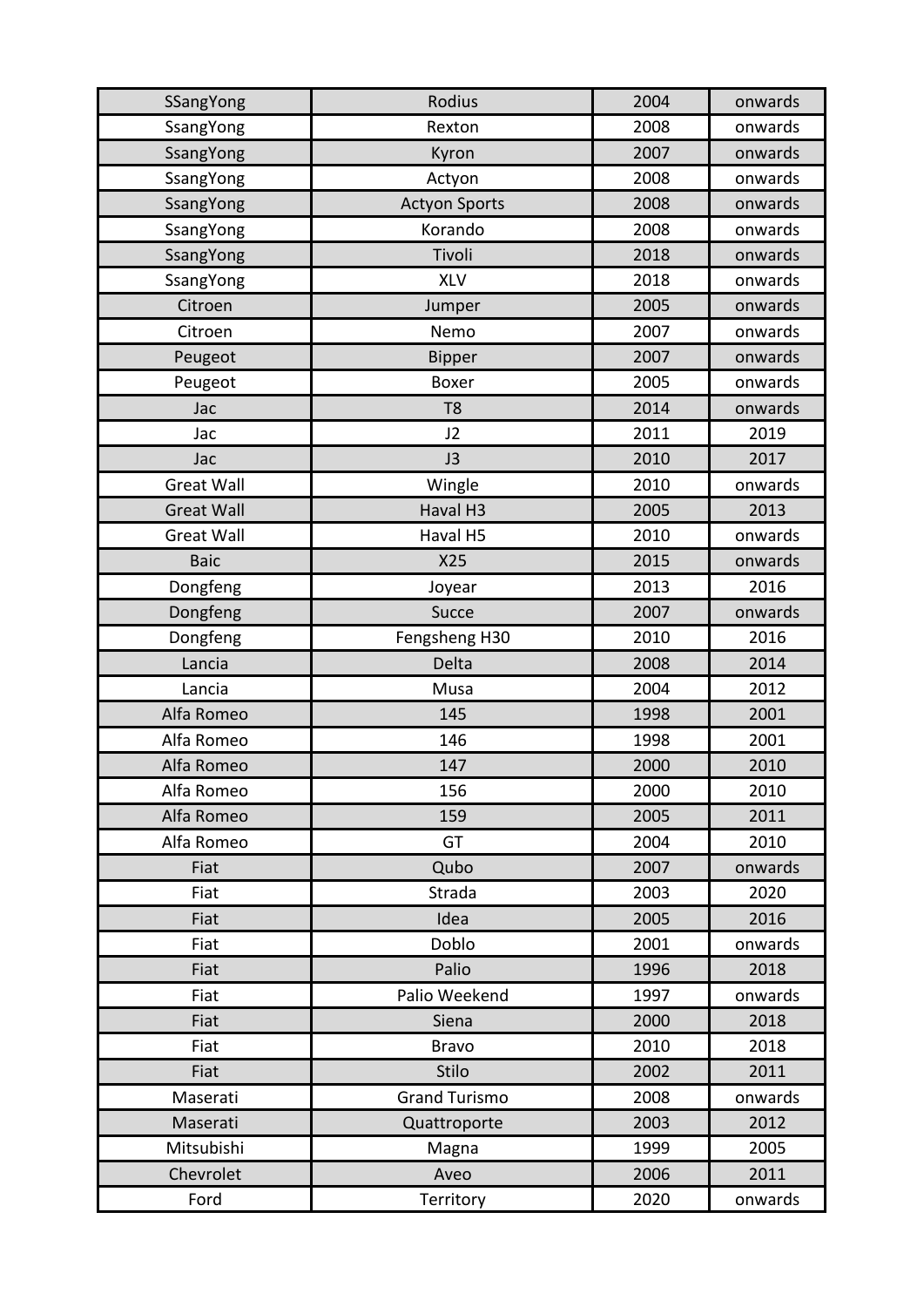| SSangYong | Rodius | 2004 | onwards |
|---|---|---|---|
| SsangYong | Rexton | 2008 | onwards |
| SsangYong | Kyron | 2007 | onwards |
| SsangYong | Actyon | 2008 | onwards |
| SsangYong | Actyon Sports | 2008 | onwards |
| SsangYong | Korando | 2008 | onwards |
| SsangYong | Tivoli | 2018 | onwards |
| SsangYong | XLV | 2018 | onwards |
| Citroen | Jumper | 2005 | onwards |
| Citroen | Nemo | 2007 | onwards |
| Peugeot | Bipper | 2007 | onwards |
| Peugeot | Boxer | 2005 | onwards |
| Jac | T8 | 2014 | onwards |
| Jac | J2 | 2011 | 2019 |
| Jac | J3 | 2010 | 2017 |
| Great Wall | Wingle | 2010 | onwards |
| Great Wall | Haval H3 | 2005 | 2013 |
| Great Wall | Haval H5 | 2010 | onwards |
| Baic | X25 | 2015 | onwards |
| Dongfeng | Joyear | 2013 | 2016 |
| Dongfeng | Succe | 2007 | onwards |
| Dongfeng | Fengsheng H30 | 2010 | 2016 |
| Lancia | Delta | 2008 | 2014 |
| Lancia | Musa | 2004 | 2012 |
| Alfa Romeo | 145 | 1998 | 2001 |
| Alfa Romeo | 146 | 1998 | 2001 |
| Alfa Romeo | 147 | 2000 | 2010 |
| Alfa Romeo | 156 | 2000 | 2010 |
| Alfa Romeo | 159 | 2005 | 2011 |
| Alfa Romeo | GT | 2004 | 2010 |
| Fiat | Qubo | 2007 | onwards |
| Fiat | Strada | 2003 | 2020 |
| Fiat | Idea | 2005 | 2016 |
| Fiat | Doblo | 2001 | onwards |
| Fiat | Palio | 1996 | 2018 |
| Fiat | Palio Weekend | 1997 | onwards |
| Fiat | Siena | 2000 | 2018 |
| Fiat | Bravo | 2010 | 2018 |
| Fiat | Stilo | 2002 | 2011 |
| Maserati | Grand Turismo | 2008 | onwards |
| Maserati | Quattroporte | 2003 | 2012 |
| Mitsubishi | Magna | 1999 | 2005 |
| Chevrolet | Aveo | 2006 | 2011 |
| Ford | Territory | 2020 | onwards |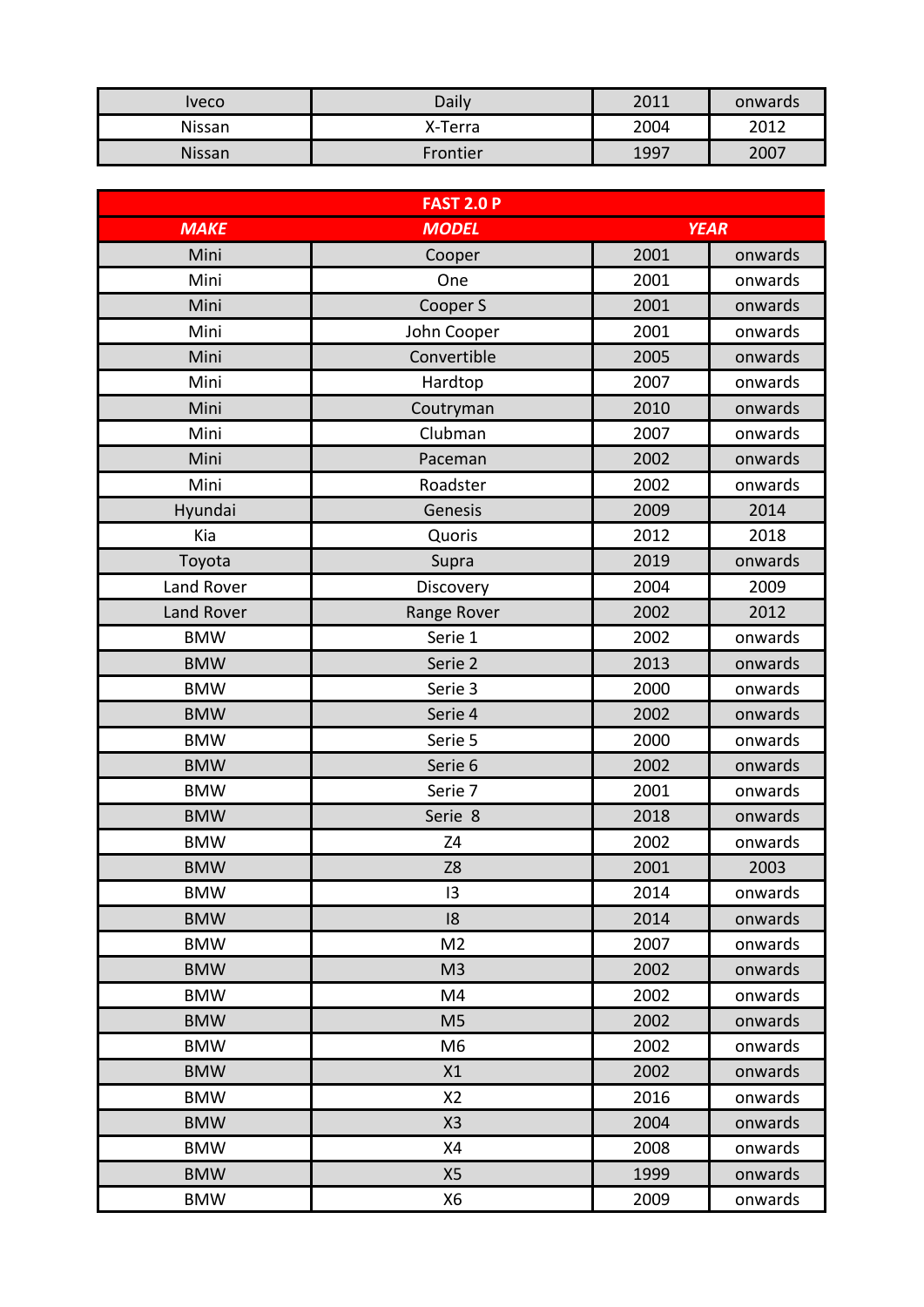| | | | |
|---|---|---|---|
| Iveco | Daily | 2011 | onwards |
| Nissan | X-Terra | 2004 | 2012 |
| Nissan | Frontier | 1997 | 2007 |

| FAST 2.0 P | | | |
|---|---|---|---|
| ***MAKE*** | ***MODEL*** | ***YEAR*** | |
| Mini | Cooper | 2001 | onwards |
| Mini | One | 2001 | onwards |
| Mini | Cooper S | 2001 | onwards |
| Mini | John Cooper | 2001 | onwards |
| Mini | Convertible | 2005 | onwards |
| Mini | Hardtop | 2007 | onwards |
| Mini | Coutryman | 2010 | onwards |
| Mini | Clubman | 2007 | onwards |
| Mini | Paceman | 2002 | onwards |
| Mini | Roadster | 2002 | onwards |
| Hyundai | Genesis | 2009 | 2014 |
| Kia | Quoris | 2012 | 2018 |
| Toyota | Supra | 2019 | onwards |
| Land Rover | Discovery | 2004 | 2009 |
| Land Rover | Range Rover | 2002 | 2012 |
| BMW | Serie 1 | 2002 | onwards |
| BMW | Serie 2 | 2013 | onwards |
| BMW | Serie 3 | 2000 | onwards |
| BMW | Serie 4 | 2002 | onwards |
| BMW | Serie 5 | 2000 | onwards |
| BMW | Serie 6 | 2002 | onwards |
| BMW | Serie 7 | 2001 | onwards |
| BMW | Serie 8 | 2018 | onwards |
| BMW | Z4 | 2002 | onwards |
| BMW | Z8 | 2001 | 2003 |
| BMW | I3 | 2014 | onwards |
| BMW | I8 | 2014 | onwards |
| BMW | M2 | 2007 | onwards |
| BMW | M3 | 2002 | onwards |
| BMW | M4 | 2002 | onwards |
| BMW | M5 | 2002 | onwards |
| BMW | M6 | 2002 | onwards |
| BMW | X1 | 2002 | onwards |
| BMW | X2 | 2016 | onwards |
| BMW | X3 | 2004 | onwards |
| BMW | X4 | 2008 | onwards |
| BMW | X5 | 1999 | onwards |
| BMW | X6 | 2009 | onwards |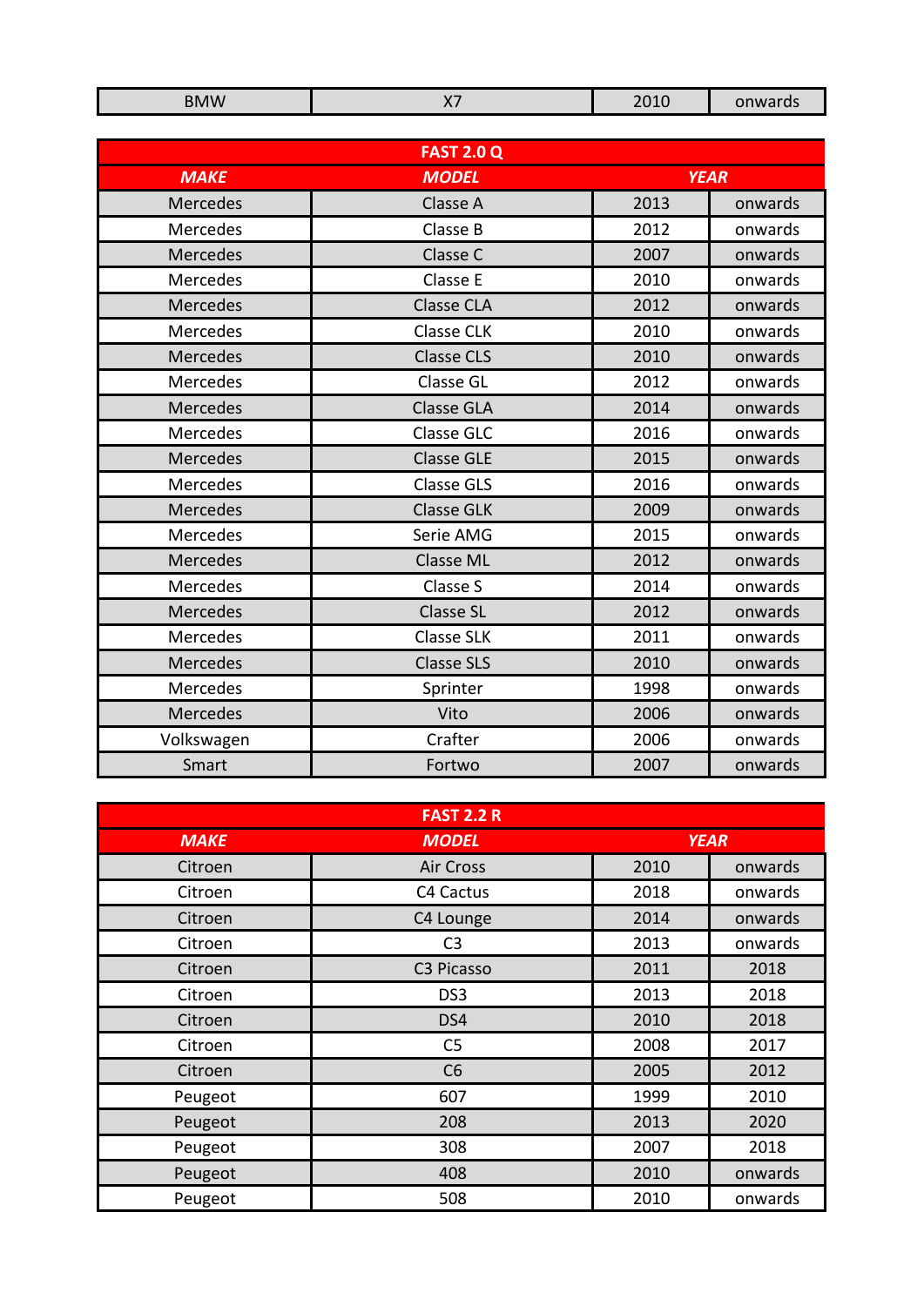| BMW | X7 | 2010 | onwards |
|---|---|---|---|

| FAST 2.0 Q | | | |
|---|---|---|---|
| ***MAKE*** | ***MODEL*** | ***YEAR*** | |
| Mercedes | Classe A | 2013 | onwards |
| Mercedes | Classe B | 2012 | onwards |
| Mercedes | Classe C | 2007 | onwards |
| Mercedes | Classe E | 2010 | onwards |
| Mercedes | Classe CLA | 2012 | onwards |
| Mercedes | Classe CLK | 2010 | onwards |
| Mercedes | Classe CLS | 2010 | onwards |
| Mercedes | Classe GL | 2012 | onwards |
| Mercedes | Classe GLA | 2014 | onwards |
| Mercedes | Classe GLC | 2016 | onwards |
| Mercedes | Classe GLE | 2015 | onwards |
| Mercedes | Classe GLS | 2016 | onwards |
| Mercedes | Classe GLK | 2009 | onwards |
| Mercedes | Serie AMG | 2015 | onwards |
| Mercedes | Classe ML | 2012 | onwards |
| Mercedes | Classe S | 2014 | onwards |
| Mercedes | Classe SL | 2012 | onwards |
| Mercedes | Classe SLK | 2011 | onwards |
| Mercedes | Classe SLS | 2010 | onwards |
| Mercedes | Sprinter | 1998 | onwards |
| Mercedes | Vito | 2006 | onwards |
| Volkswagen | Crafter | 2006 | onwards |
| Smart | Fortwo | 2007 | onwards |

| FAST 2.2 R | | | |
|---|---|---|---|
| ***MAKE*** | ***MODEL*** | ***YEAR*** | |
| Citroen | Air Cross | 2010 | onwards |
| Citroen | C4 Cactus | 2018 | onwards |
| Citroen | C4 Lounge | 2014 | onwards |
| Citroen | C3 | 2013 | onwards |
| Citroen | C3 Picasso | 2011 | 2018 |
| Citroen | DS3 | 2013 | 2018 |
| Citroen | DS4 | 2010 | 2018 |
| Citroen | C5 | 2008 | 2017 |
| Citroen | C6 | 2005 | 2012 |
| Peugeot | 607 | 1999 | 2010 |
| Peugeot | 208 | 2013 | 2020 |
| Peugeot | 308 | 2007 | 2018 |
| Peugeot | 408 | 2010 | onwards |
| Peugeot | 508 | 2010 | onwards |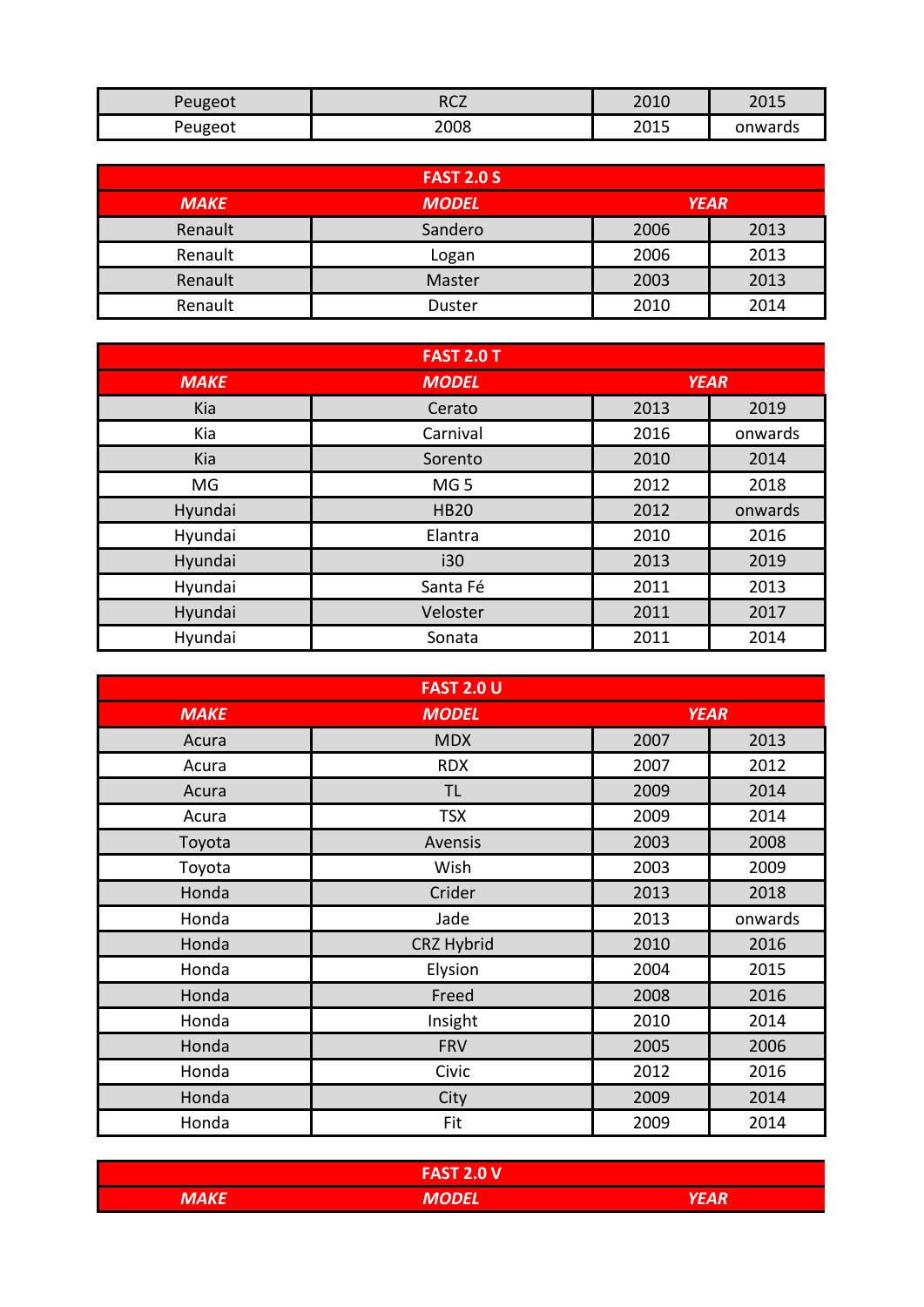| | | | |
|---|---|---|---|
| Peugeot | RCZ | 2010 | 2015 |
| Peugeot | 2008 | 2015 | onwards |

| FAST 2.0 S | | | |
|---|---|---|---|
| ***MAKE*** | ***MODEL*** | ***YEAR*** | |
| Renault | Sandero | 2006 | 2013 |
| Renault | Logan | 2006 | 2013 |
| Renault | Master | 2003 | 2013 |
| Renault | Duster | 2010 | 2014 |

| FAST 2.0 T | | | |
|---|---|---|---|
| ***MAKE*** | ***MODEL*** | ***YEAR*** | |
| Kia | Cerato | 2013 | 2019 |
| Kia | Carnival | 2016 | onwards |
| Kia | Sorento | 2010 | 2014 |
| MG | MG 5 | 2012 | 2018 |
| Hyundai | HB20 | 2012 | onwards |
| Hyundai | Elantra | 2010 | 2016 |
| Hyundai | i30 | 2013 | 2019 |
| Hyundai | Santa Fé | 2011 | 2013 |
| Hyundai | Veloster | 2011 | 2017 |
| Hyundai | Sonata | 2011 | 2014 |

| FAST 2.0 U | | | |
|---|---|---|---|
| ***MAKE*** | ***MODEL*** | ***YEAR*** | |
| Acura | MDX | 2007 | 2013 |
| Acura | RDX | 2007 | 2012 |
| Acura | TL | 2009 | 2014 |
| Acura | TSX | 2009 | 2014 |
| Toyota | Avensis | 2003 | 2008 |
| Toyota | Wish | 2003 | 2009 |
| Honda | Crider | 2013 | 2018 |
| Honda | Jade | 2013 | onwards |
| Honda | CRZ Hybrid | 2010 | 2016 |
| Honda | Elysion | 2004 | 2015 |
| Honda | Freed | 2008 | 2016 |
| Honda | Insight | 2010 | 2014 |
| Honda | FRV | 2005 | 2006 |
| Honda | Civic | 2012 | 2016 |
| Honda | City | 2009 | 2014 |
| Honda | Fit | 2009 | 2014 |

| FAST 2.0 V | | | |
|---|---|---|---|
| ***MAKE*** | ***MODEL*** | ***YEAR*** | |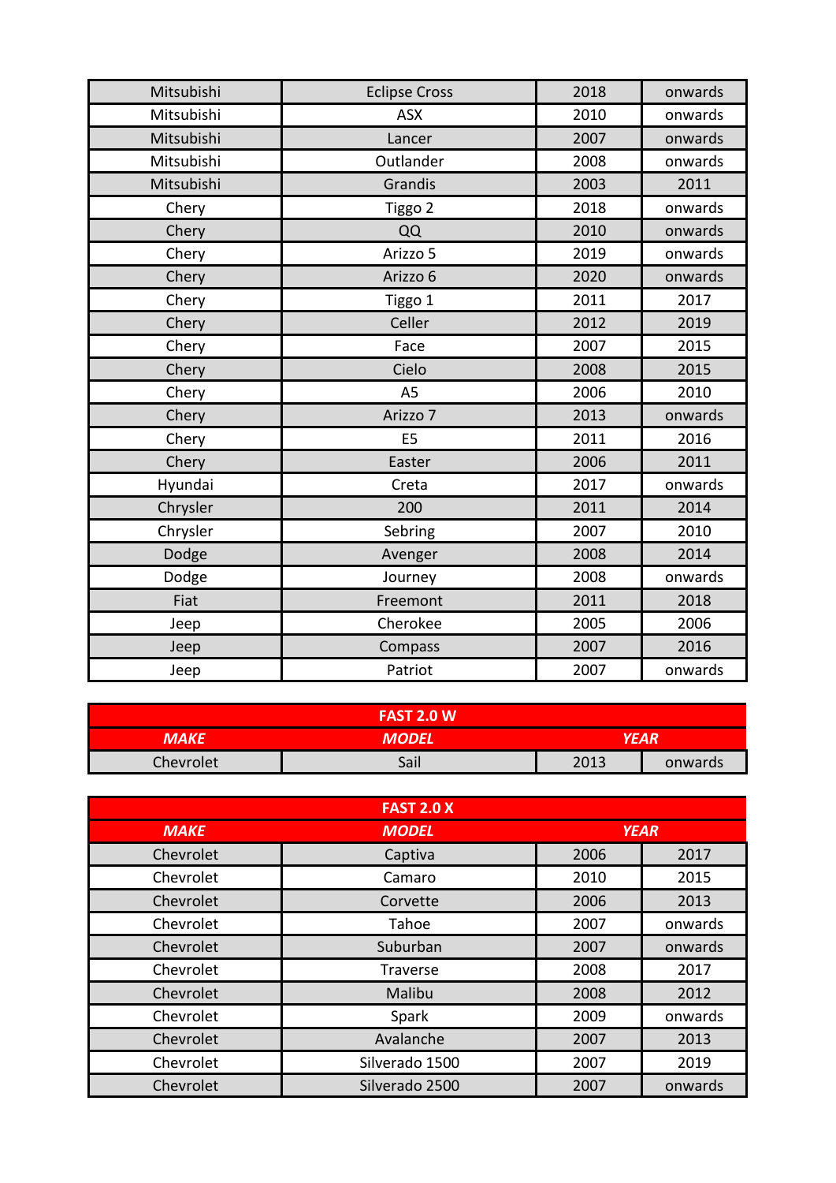| | | | |
|---|---|---|---|
| Mitsubishi | Eclipse Cross | 2018 | onwards |
| Mitsubishi | ASX | 2010 | onwards |
| Mitsubishi | Lancer | 2007 | onwards |
| Mitsubishi | Outlander | 2008 | onwards |
| Mitsubishi | Grandis | 2003 | 2011 |
| Chery | Tiggo 2 | 2018 | onwards |
| Chery | QQ | 2010 | onwards |
| Chery | Arizzo 5 | 2019 | onwards |
| Chery | Arizzo 6 | 2020 | onwards |
| Chery | Tiggo 1 | 2011 | 2017 |
| Chery | Celler | 2012 | 2019 |
| Chery | Face | 2007 | 2015 |
| Chery | Cielo | 2008 | 2015 |
| Chery | A5 | 2006 | 2010 |
| Chery | Arizzo 7 | 2013 | onwards |
| Chery | E5 | 2011 | 2016 |
| Chery | Easter | 2006 | 2011 |
| Hyundai | Creta | 2017 | onwards |
| Chrysler | 200 | 2011 | 2014 |
| Chrysler | Sebring | 2007 | 2010 |
| Dodge | Avenger | 2008 | 2014 |
| Dodge | Journey | 2008 | onwards |
| Fiat | Freemont | 2011 | 2018 |
| Jeep | Cherokee | 2005 | 2006 |
| Jeep | Compass | 2007 | 2016 |
| Jeep | Patriot | 2007 | onwards |

| **FAST 2.0 W** | | | |
|---|---|---|---|
| ***MAKE*** | ***MODEL*** | ***YEAR*** | |
| Chevrolet | Sail | 2013 | onwards |

| **FAST 2.0 X** | | | |
|---|---|---|---|
| ***MAKE*** | ***MODEL*** | ***YEAR*** | |
| Chevrolet | Captiva | 2006 | 2017 |
| Chevrolet | Camaro | 2010 | 2015 |
| Chevrolet | Corvette | 2006 | 2013 |
| Chevrolet | Tahoe | 2007 | onwards |
| Chevrolet | Suburban | 2007 | onwards |
| Chevrolet | Traverse | 2008 | 2017 |
| Chevrolet | Malibu | 2008 | 2012 |
| Chevrolet | Spark | 2009 | onwards |
| Chevrolet | Avalanche | 2007 | 2013 |
| Chevrolet | Silverado 1500 | 2007 | 2019 |
| Chevrolet | Silverado 2500 | 2007 | onwards |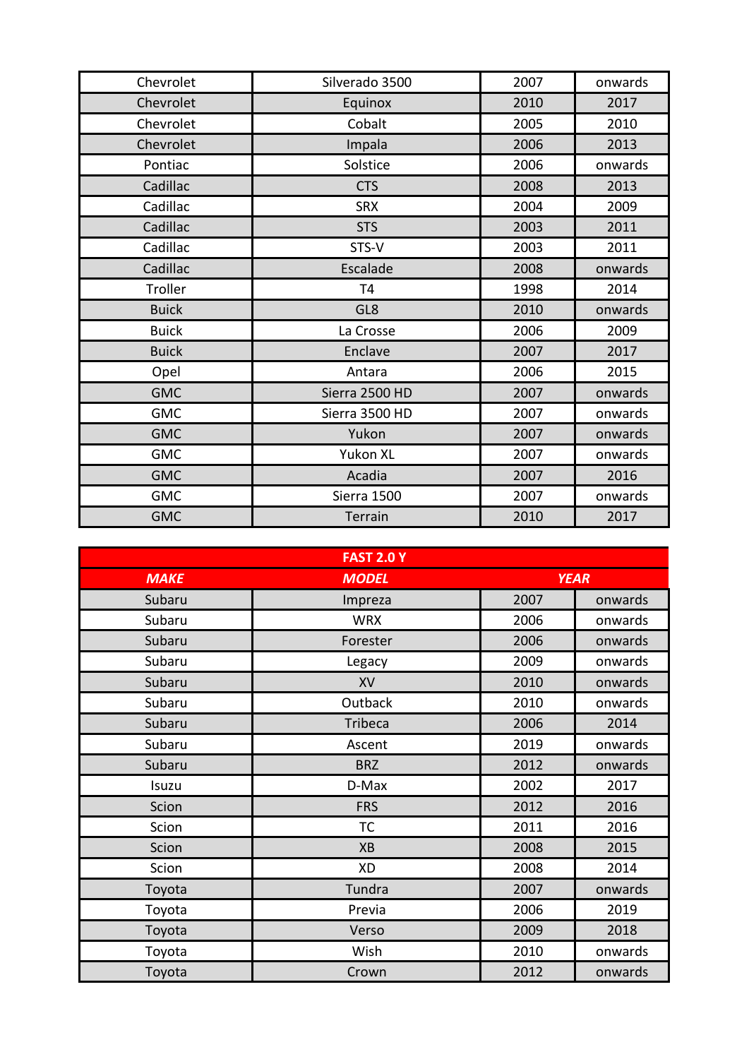| | | | |
|---|---|---|---|
| Chevrolet | Silverado 3500 | 2007 | onwards |
| Chevrolet | Equinox | 2010 | 2017 |
| Chevrolet | Cobalt | 2005 | 2010 |
| Chevrolet | Impala | 2006 | 2013 |
| Pontiac | Solstice | 2006 | onwards |
| Cadillac | CTS | 2008 | 2013 |
| Cadillac | SRX | 2004 | 2009 |
| Cadillac | STS | 2003 | 2011 |
| Cadillac | STS-V | 2003 | 2011 |
| Cadillac | Escalade | 2008 | onwards |
| Troller | T4 | 1998 | 2014 |
| Buick | GL8 | 2010 | onwards |
| Buick | La Crosse | 2006 | 2009 |
| Buick | Enclave | 2007 | 2017 |
| Opel | Antara | 2006 | 2015 |
| GMC | Sierra 2500 HD | 2007 | onwards |
| GMC | Sierra 3500 HD | 2007 | onwards |
| GMC | Yukon | 2007 | onwards |
| GMC | Yukon XL | 2007 | onwards |
| GMC | Acadia | 2007 | 2016 |
| GMC | Sierra 1500 | 2007 | onwards |
| GMC | Terrain | 2010 | 2017 |

| **FAST 2.0 Y** | | | |
|---|---|---|---|
| ***MAKE*** | ***MODEL*** | ***YEAR*** | |
| Subaru | Impreza | 2007 | onwards |
| Subaru | WRX | 2006 | onwards |
| Subaru | Forester | 2006 | onwards |
| Subaru | Legacy | 2009 | onwards |
| Subaru | XV | 2010 | onwards |
| Subaru | Outback | 2010 | onwards |
| Subaru | Tribeca | 2006 | 2014 |
| Subaru | Ascent | 2019 | onwards |
| Subaru | BRZ | 2012 | onwards |
| Isuzu | D-Max | 2002 | 2017 |
| Scion | FRS | 2012 | 2016 |
| Scion | TC | 2011 | 2016 |
| Scion | XB | 2008 | 2015 |
| Scion | XD | 2008 | 2014 |
| Toyota | Tundra | 2007 | onwards |
| Toyota | Previa | 2006 | 2019 |
| Toyota | Verso | 2009 | 2018 |
| Toyota | Wish | 2010 | onwards |
| Toyota | Crown | 2012 | onwards |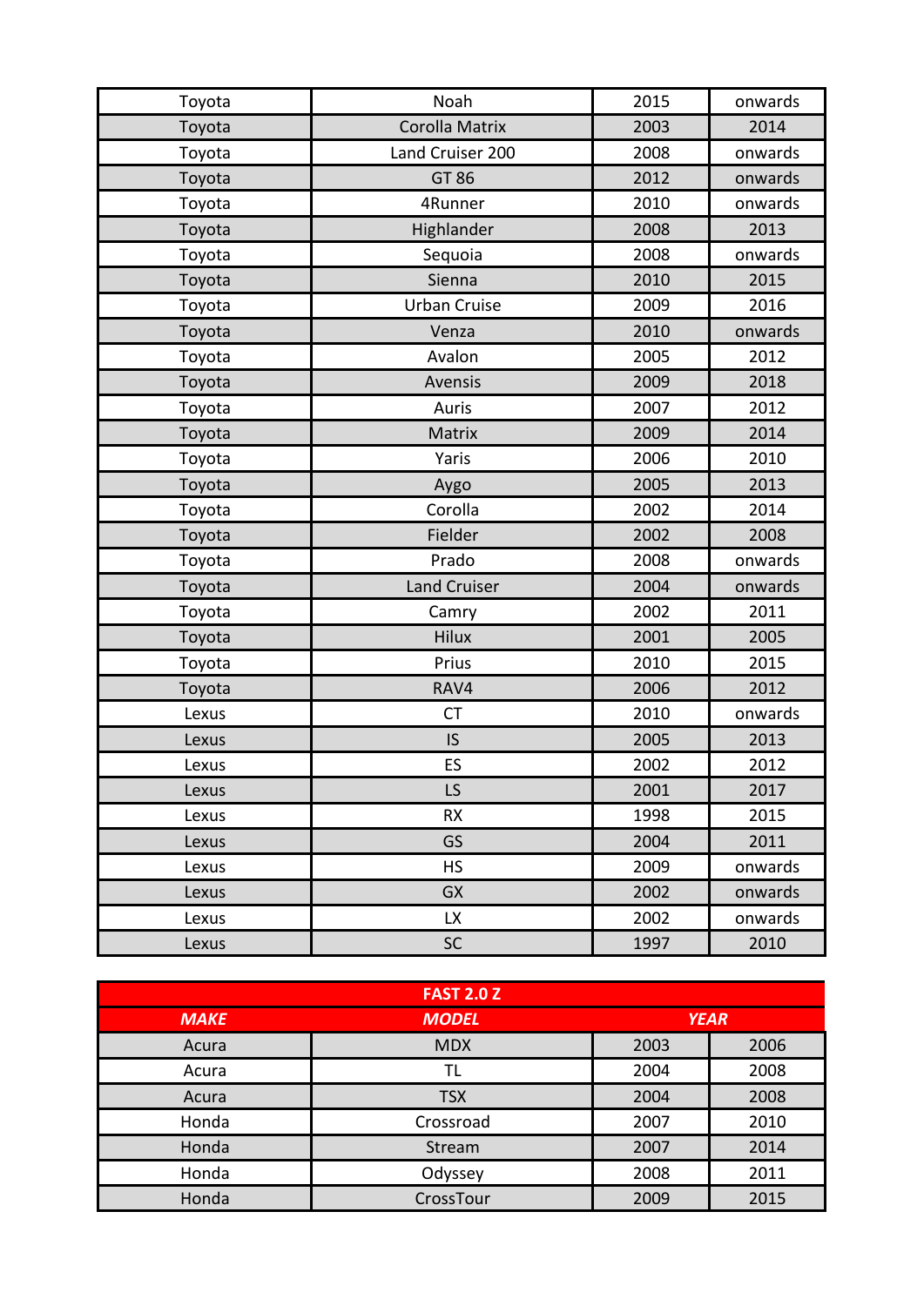| | | | |
|---|---|---|---|
| Toyota | Noah | 2015 | onwards |
| Toyota | Corolla Matrix | 2003 | 2014 |
| Toyota | Land Cruiser 200 | 2008 | onwards |
| Toyota | GT 86 | 2012 | onwards |
| Toyota | 4Runner | 2010 | onwards |
| Toyota | Highlander | 2008 | 2013 |
| Toyota | Sequoia | 2008 | onwards |
| Toyota | Sienna | 2010 | 2015 |
| Toyota | Urban Cruise | 2009 | 2016 |
| Toyota | Venza | 2010 | onwards |
| Toyota | Avalon | 2005 | 2012 |
| Toyota | Avensis | 2009 | 2018 |
| Toyota | Auris | 2007 | 2012 |
| Toyota | Matrix | 2009 | 2014 |
| Toyota | Yaris | 2006 | 2010 |
| Toyota | Aygo | 2005 | 2013 |
| Toyota | Corolla | 2002 | 2014 |
| Toyota | Fielder | 2002 | 2008 |
| Toyota | Prado | 2008 | onwards |
| Toyota | Land Cruiser | 2004 | onwards |
| Toyota | Camry | 2002 | 2011 |
| Toyota | Hilux | 2001 | 2005 |
| Toyota | Prius | 2010 | 2015 |
| Toyota | RAV4 | 2006 | 2012 |
| Lexus | CT | 2010 | onwards |
| Lexus | IS | 2005 | 2013 |
| Lexus | ES | 2002 | 2012 |
| Lexus | LS | 2001 | 2017 |
| Lexus | RX | 1998 | 2015 |
| Lexus | GS | 2004 | 2011 |
| Lexus | HS | 2009 | onwards |
| Lexus | GX | 2002 | onwards |
| Lexus | LX | 2002 | onwards |
| Lexus | SC | 1997 | 2010 |

| **FAST 2.0 Z** | | | |
|---|---|---|---|
| ***MAKE*** | ***MODEL*** | ***YEAR*** | |
| Acura | MDX | 2003 | 2006 |
| Acura | TL | 2004 | 2008 |
| Acura | TSX | 2004 | 2008 |
| Honda | Crossroad | 2007 | 2010 |
| Honda | Stream | 2007 | 2014 |
| Honda | Odyssey | 2008 | 2011 |
| Honda | CrossTour | 2009 | 2015 |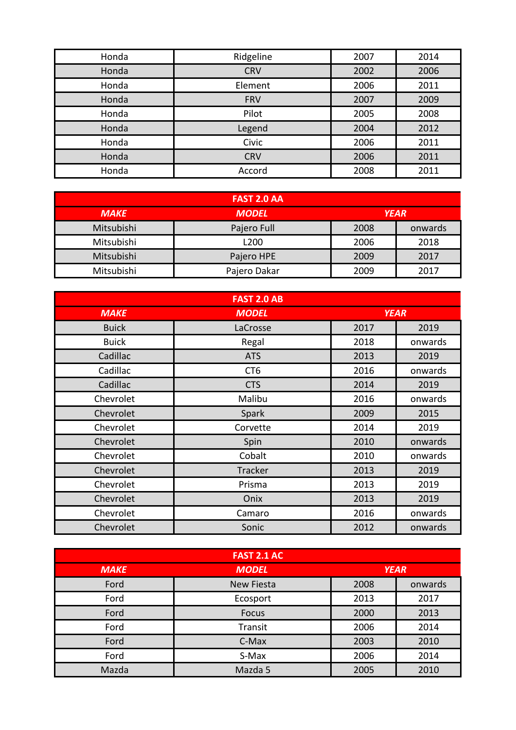| Honda | Ridgeline | 2007 | 2014 |
|---|---|---|---|
| Honda | CRV | 2002 | 2006 |
| Honda | Element | 2006 | 2011 |
| Honda | FRV | 2007 | 2009 |
| Honda | Pilot | 2005 | 2008 |
| Honda | Legend | 2004 | 2012 |
| Honda | Civic | 2006 | 2011 |
| Honda | CRV | 2006 | 2011 |
| Honda | Accord | 2008 | 2011 |

| FAST 2.0 AA | | | |
|---|---|---|---|
| ***MAKE*** | ***MODEL*** | ***YEAR*** | |
| Mitsubishi | Pajero Full | 2008 | onwards |
| Mitsubishi | L200 | 2006 | 2018 |
| Mitsubishi | Pajero HPE | 2009 | 2017 |
| Mitsubishi | Pajero Dakar | 2009 | 2017 |

| FAST 2.0 AB | | | |
|---|---|---|---|
| ***MAKE*** | ***MODEL*** | ***YEAR*** | |
| Buick | LaCrosse | 2017 | 2019 |
| Buick | Regal | 2018 | onwards |
| Cadillac | ATS | 2013 | 2019 |
| Cadillac | CT6 | 2016 | onwards |
| Cadillac | CTS | 2014 | 2019 |
| Chevrolet | Malibu | 2016 | onwards |
| Chevrolet | Spark | 2009 | 2015 |
| Chevrolet | Corvette | 2014 | 2019 |
| Chevrolet | Spin | 2010 | onwards |
| Chevrolet | Cobalt | 2010 | onwards |
| Chevrolet | Tracker | 2013 | 2019 |
| Chevrolet | Prisma | 2013 | 2019 |
| Chevrolet | Onix | 2013 | 2019 |
| Chevrolet | Camaro | 2016 | onwards |
| Chevrolet | Sonic | 2012 | onwards |

| FAST 2.1 AC | | | |
|---|---|---|---|
| ***MAKE*** | ***MODEL*** | ***YEAR*** | |
| Ford | New Fiesta | 2008 | onwards |
| Ford | Ecosport | 2013 | 2017 |
| Ford | Focus | 2000 | 2013 |
| Ford | Transit | 2006 | 2014 |
| Ford | C-Max | 2003 | 2010 |
| Ford | S-Max | 2006 | 2014 |
| Mazda | Mazda 5 | 2005 | 2010 |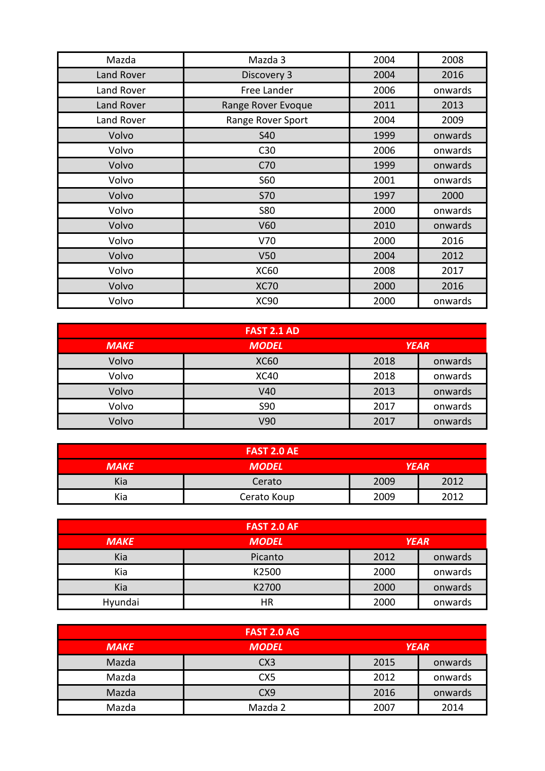| | | | |
|---|---|---|---|
| Mazda | Mazda 3 | 2004 | 2008 |
| Land Rover | Discovery 3 | 2004 | 2016 |
| Land Rover | Free Lander | 2006 | onwards |
| Land Rover | Range Rover Evoque | 2011 | 2013 |
| Land Rover | Range Rover Sport | 2004 | 2009 |
| Volvo | S40 | 1999 | onwards |
| Volvo | C30 | 2006 | onwards |
| Volvo | C70 | 1999 | onwards |
| Volvo | S60 | 2001 | onwards |
| Volvo | S70 | 1997 | 2000 |
| Volvo | S80 | 2000 | onwards |
| Volvo | V60 | 2010 | onwards |
| Volvo | V70 | 2000 | 2016 |
| Volvo | V50 | 2004 | 2012 |
| Volvo | XC60 | 2008 | 2017 |
| Volvo | XC70 | 2000 | 2016 |
| Volvo | XC90 | 2000 | onwards |

**FAST 2.1 AD**

| ***MAKE*** | ***MODEL*** | ***YEAR*** | |
|---|---|---|---|
| Volvo | XC60 | 2018 | onwards |
| Volvo | XC40 | 2018 | onwards |
| Volvo | V40 | 2013 | onwards |
| Volvo | S90 | 2017 | onwards |
| Volvo | V90 | 2017 | onwards |

**FAST 2.0 AE**

| ***MAKE*** | ***MODEL*** | ***YEAR*** | |
|---|---|---|---|
| Kia | Cerato | 2009 | 2012 |
| Kia | Cerato Koup | 2009 | 2012 |

**FAST 2.0 AF**

| ***MAKE*** | ***MODEL*** | ***YEAR*** | |
|---|---|---|---|
| Kia | Picanto | 2012 | onwards |
| Kia | K2500 | 2000 | onwards |
| Kia | K2700 | 2000 | onwards |
| Hyundai | HR | 2000 | onwards |

**FAST 2.0 AG**

| ***MAKE*** | ***MODEL*** | ***YEAR*** | |
|---|---|---|---|
| Mazda | CX3 | 2015 | onwards |
| Mazda | CX5 | 2012 | onwards |
| Mazda | CX9 | 2016 | onwards |
| Mazda | Mazda 2 | 2007 | 2014 |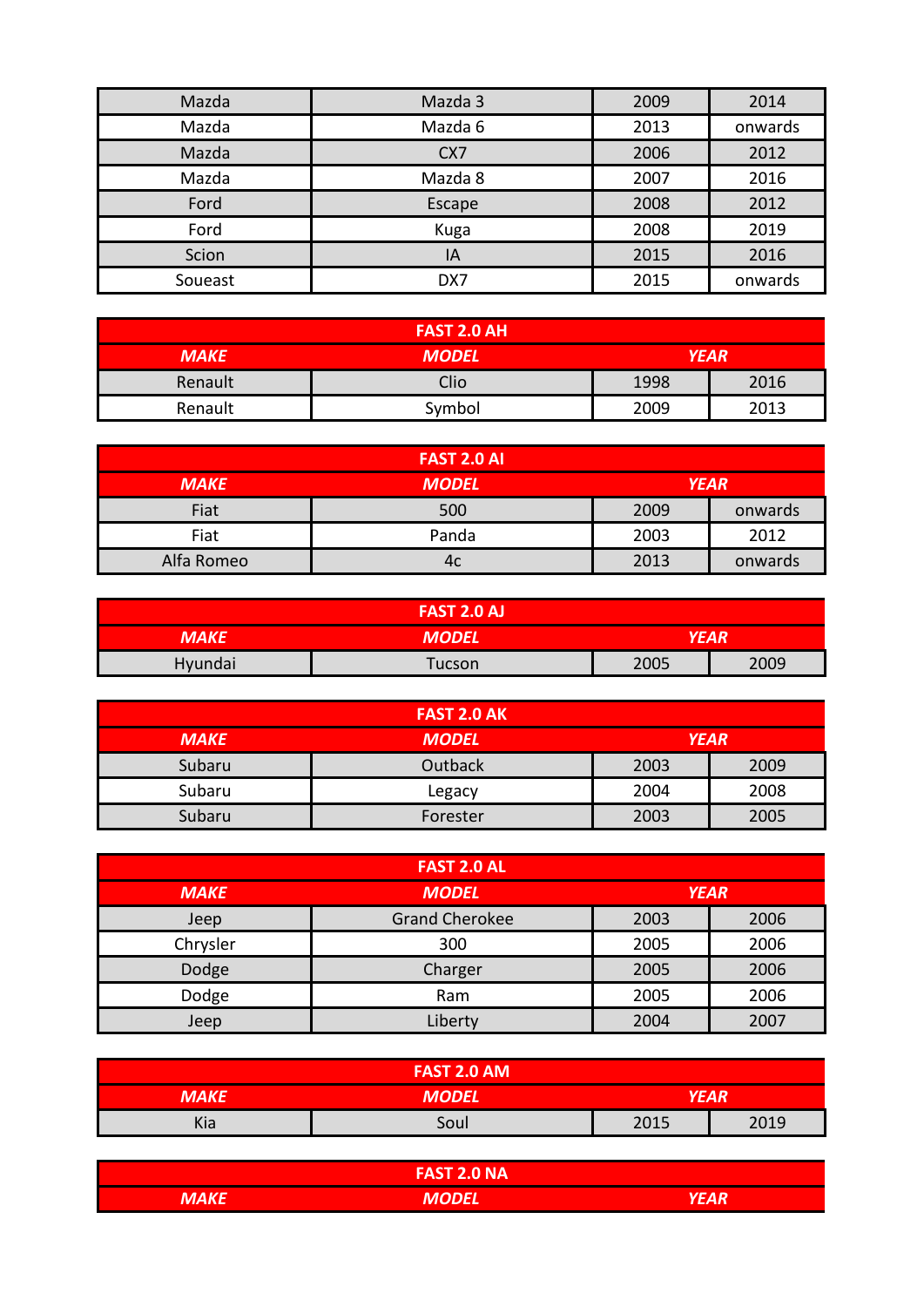| | | | |
|---|---|---|---|
| Mazda | Mazda 3 | 2009 | 2014 |
| Mazda | Mazda 6 | 2013 | onwards |
| Mazda | CX7 | 2006 | 2012 |
| Mazda | Mazda 8 | 2007 | 2016 |
| Ford | Escape | 2008 | 2012 |
| Ford | Kuga | 2008 | 2019 |
| Scion | IA | 2015 | 2016 |
| Soueast | DX7 | 2015 | onwards |

| FAST 2.0 AH | | | |
|---|---|---|---|
| ***MAKE*** | ***MODEL*** | ***YEAR*** | |
| Renault | Clio | 1998 | 2016 |
| Renault | Symbol | 2009 | 2013 |

| FAST 2.0 AI | | | |
|---|---|---|---|
| ***MAKE*** | ***MODEL*** | ***YEAR*** | |
| Fiat | 500 | 2009 | onwards |
| Fiat | Panda | 2003 | 2012 |
| Alfa Romeo | 4c | 2013 | onwards |

| FAST 2.0 AJ | | | |
|---|---|---|---|
| ***MAKE*** | ***MODEL*** | ***YEAR*** | |
| Hyundai | Tucson | 2005 | 2009 |

| FAST 2.0 AK | | | |
|---|---|---|---|
| ***MAKE*** | ***MODEL*** | ***YEAR*** | |
| Subaru | Outback | 2003 | 2009 |
| Subaru | Legacy | 2004 | 2008 |
| Subaru | Forester | 2003 | 2005 |

| FAST 2.0 AL | | | |
|---|---|---|---|
| ***MAKE*** | ***MODEL*** | ***YEAR*** | |
| Jeep | Grand Cherokee | 2003 | 2006 |
| Chrysler | 300 | 2005 | 2006 |
| Dodge | Charger | 2005 | 2006 |
| Dodge | Ram | 2005 | 2006 |
| Jeep | Liberty | 2004 | 2007 |

| FAST 2.0 AM | | | |
|---|---|---|---|
| ***MAKE*** | ***MODEL*** | ***YEAR*** | |
| Kia | Soul | 2015 | 2019 |

| FAST 2.0 NA | | | |
|---|---|---|---|
| ***MAKE*** | ***MODEL*** | ***YEAR*** | |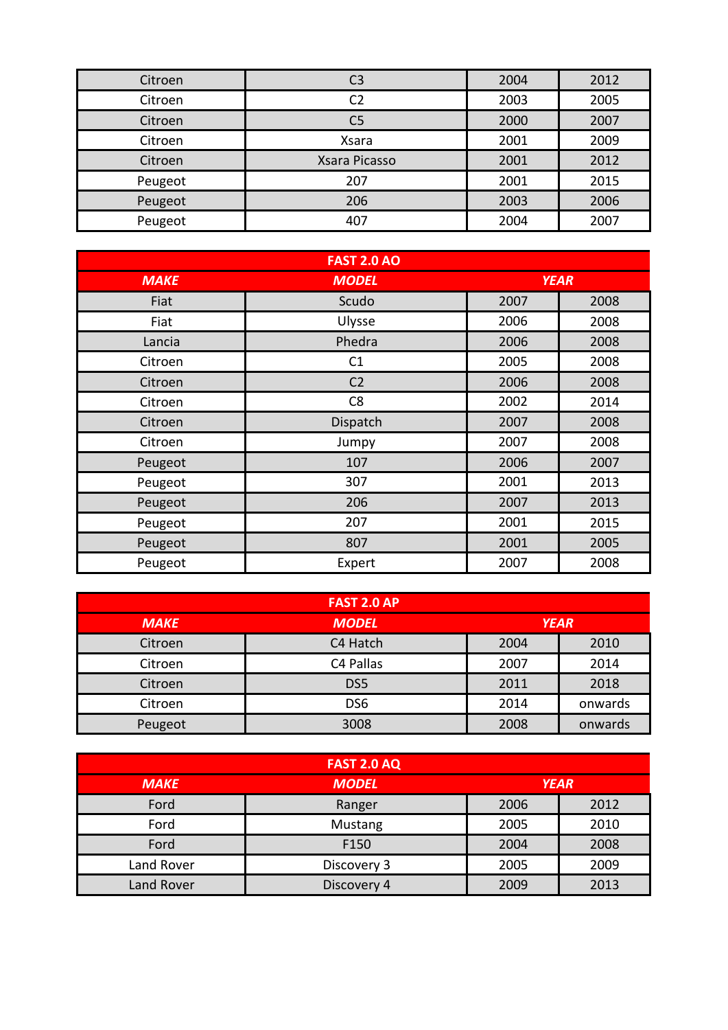| | | | |
|---|---|---|---|
| Citroen | C3 | 2004 | 2012 |
| Citroen | C2 | 2003 | 2005 |
| Citroen | C5 | 2000 | 2007 |
| Citroen | Xsara | 2001 | 2009 |
| Citroen | Xsara Picasso | 2001 | 2012 |
| Peugeot | 207 | 2001 | 2015 |
| Peugeot | 206 | 2003 | 2006 |
| Peugeot | 407 | 2004 | 2007 |

| FAST 2.0 AO | | | |
|---|---|---|---|
| ***MAKE*** | ***MODEL*** | ***YEAR*** | |
| Fiat | Scudo | 2007 | 2008 |
| Fiat | Ulysse | 2006 | 2008 |
| Lancia | Phedra | 2006 | 2008 |
| Citroen | C1 | 2005 | 2008 |
| Citroen | C2 | 2006 | 2008 |
| Citroen | C8 | 2002 | 2014 |
| Citroen | Dispatch | 2007 | 2008 |
| Citroen | Jumpy | 2007 | 2008 |
| Peugeot | 107 | 2006 | 2007 |
| Peugeot | 307 | 2001 | 2013 |
| Peugeot | 206 | 2007 | 2013 |
| Peugeot | 207 | 2001 | 2015 |
| Peugeot | 807 | 2001 | 2005 |
| Peugeot | Expert | 2007 | 2008 |

| FAST 2.0 AP | | | |
|---|---|---|---|
| ***MAKE*** | ***MODEL*** | ***YEAR*** | |
| Citroen | C4 Hatch | 2004 | 2010 |
| Citroen | C4 Pallas | 2007 | 2014 |
| Citroen | DS5 | 2011 | 2018 |
| Citroen | DS6 | 2014 | onwards |
| Peugeot | 3008 | 2008 | onwards |

| FAST 2.0 AQ | | | |
|---|---|---|---|
| ***MAKE*** | ***MODEL*** | ***YEAR*** | |
| Ford | Ranger | 2006 | 2012 |
| Ford | Mustang | 2005 | 2010 |
| Ford | F150 | 2004 | 2008 |
| Land Rover | Discovery 3 | 2005 | 2009 |
| Land Rover | Discovery 4 | 2009 | 2013 |